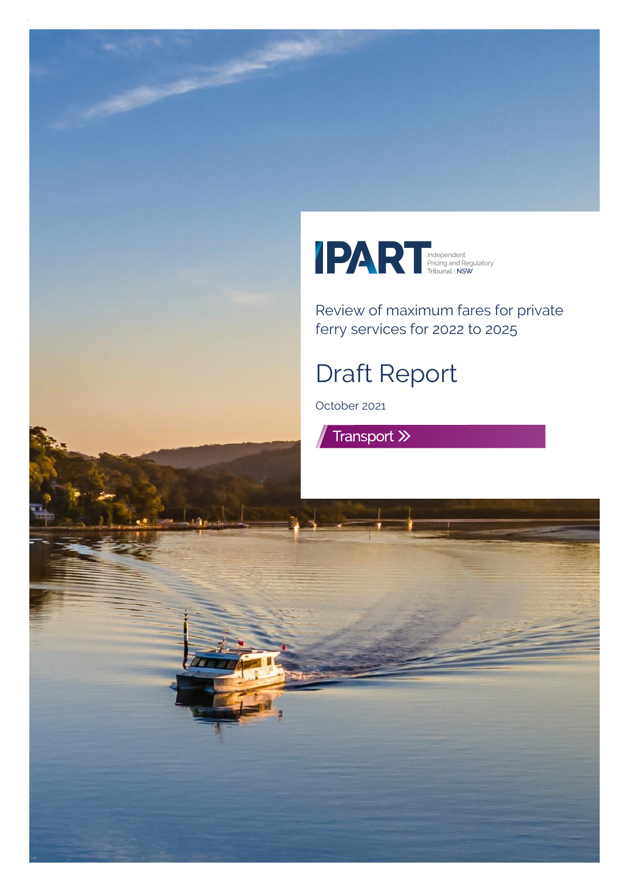IPART Independent Pricing and Regulatory Tribunal | NSW

Review of maximum fares for private ferry services for 2022 to 2025

# Draft Report

October 2021

Transport »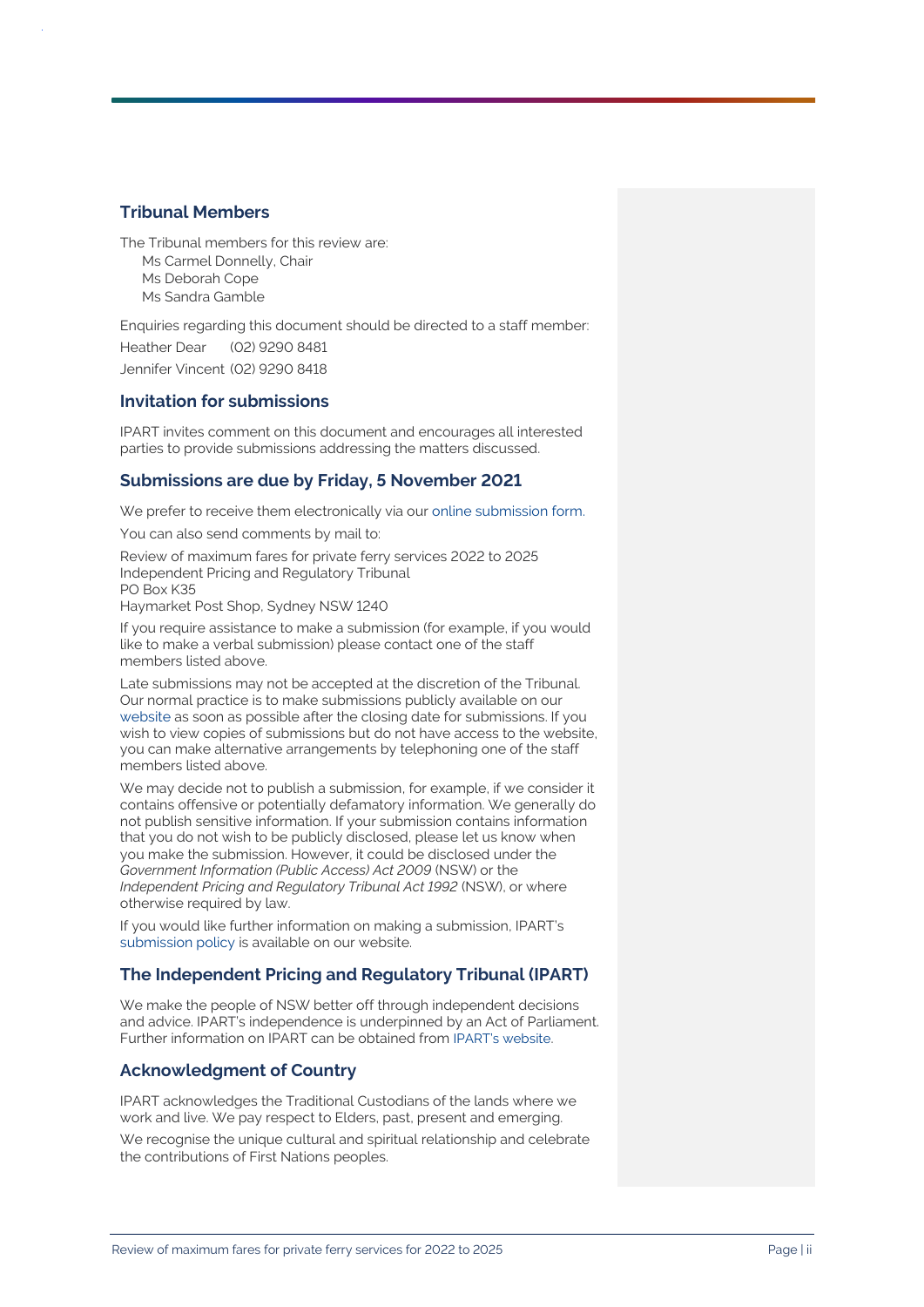## Tribunal Members

The Tribunal members for this review are:

Ms Carmel Donnelly, Chair
Ms Deborah Cope
Ms Sandra Gamble

Enquiries regarding this document should be directed to a staff member:

Heather Dear (02) 9290 8481

Jennifer Vincent (02) 9290 8418

## Invitation for submissions

IPART invites comment on this document and encourages all interested parties to provide submissions addressing the matters discussed.

## Submissions are due by Friday, 5 November 2021

We prefer to receive them electronically via our online submission form.

You can also send comments by mail to:

Review of maximum fares for private ferry services 2022 to 2025
Independent Pricing and Regulatory Tribunal
PO Box K35
Haymarket Post Shop, Sydney NSW 1240

If you require assistance to make a submission (for example, if you would like to make a verbal submission) please contact one of the staff members listed above.

Late submissions may not be accepted at the discretion of the Tribunal. Our normal practice is to make submissions publicly available on our website as soon as possible after the closing date for submissions. If you wish to view copies of submissions but do not have access to the website, you can make alternative arrangements by telephoning one of the staff members listed above.

We may decide not to publish a submission, for example, if we consider it contains offensive or potentially defamatory information. We generally do not publish sensitive information. If your submission contains information that you do not wish to be publicly disclosed, please let us know when you make the submission. However, it could be disclosed under the *Government Information (Public Access) Act 2009* (NSW) or the *Independent Pricing and Regulatory Tribunal Act 1992* (NSW), or where otherwise required by law.

If you would like further information on making a submission, IPART's submission policy is available on our website.

## The Independent Pricing and Regulatory Tribunal (IPART)

We make the people of NSW better off through independent decisions and advice. IPART's independence is underpinned by an Act of Parliament. Further information on IPART can be obtained from IPART's website.

## Acknowledgment of Country

IPART acknowledges the Traditional Custodians of the lands where we work and live. We pay respect to Elders, past, present and emerging.

We recognise the unique cultural and spiritual relationship and celebrate the contributions of First Nations peoples.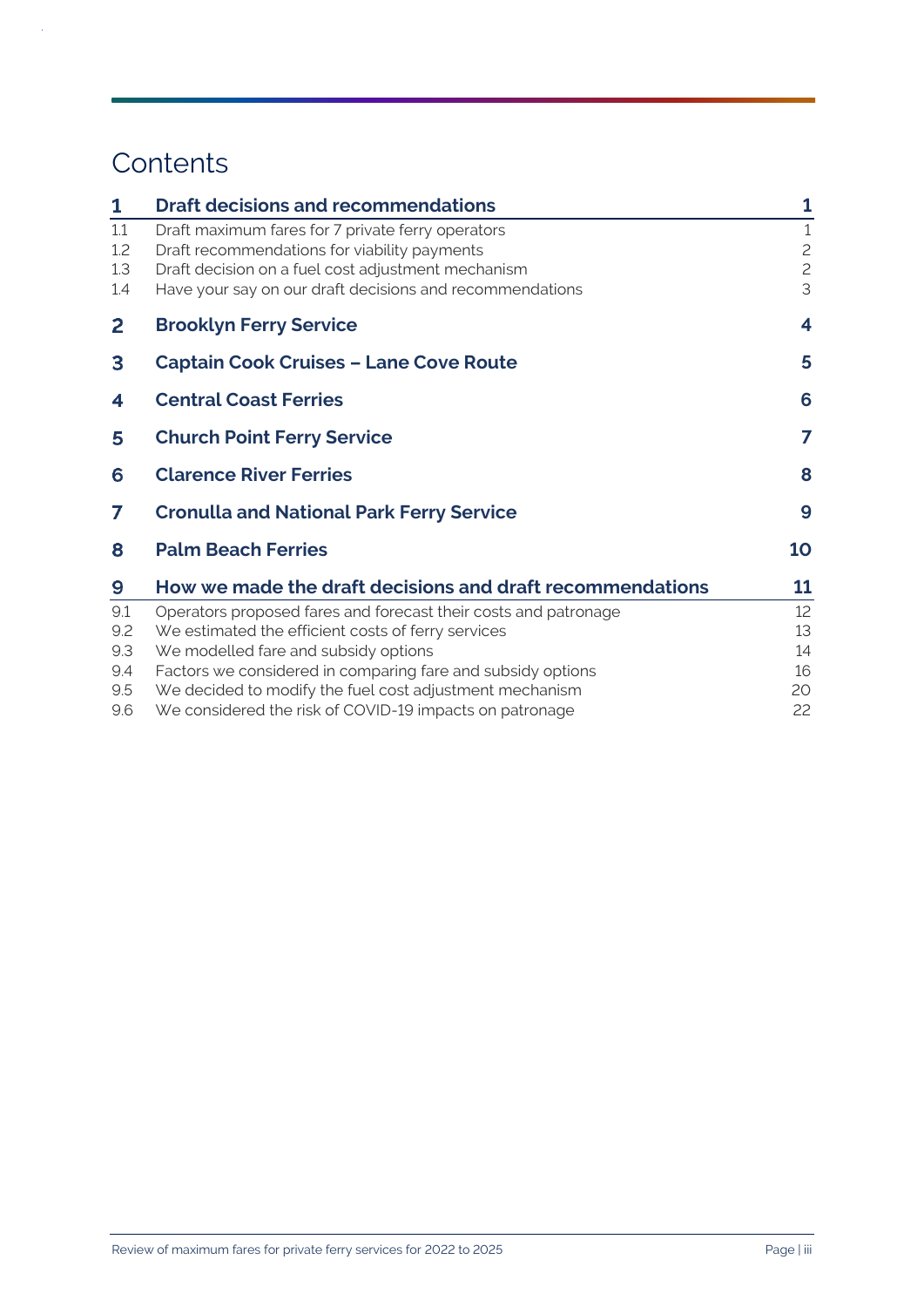# Contents

| | | |
|---|---|---|
| **1** | **Draft decisions and recommendations** | **1** |
| 1.1 | Draft maximum fares for 7 private ferry operators | 1 |
| 1.2 | Draft recommendations for viability payments | 2 |
| 1.3 | Draft decision on a fuel cost adjustment mechanism | 2 |
| 1.4 | Have your say on our draft decisions and recommendations | 3 |
| **2** | **Brooklyn Ferry Service** | **4** |
| **3** | **Captain Cook Cruises – Lane Cove Route** | **5** |
| **4** | **Central Coast Ferries** | **6** |
| **5** | **Church Point Ferry Service** | **7** |
| **6** | **Clarence River Ferries** | **8** |
| **7** | **Cronulla and National Park Ferry Service** | **9** |
| **8** | **Palm Beach Ferries** | **10** |
| **9** | **How we made the draft decisions and draft recommendations** | **11** |
| 9.1 | Operators proposed fares and forecast their costs and patronage | 12 |
| 9.2 | We estimated the efficient costs of ferry services | 13 |
| 9.3 | We modelled fare and subsidy options | 14 |
| 9.4 | Factors we considered in comparing fare and subsidy options | 16 |
| 9.5 | We decided to modify the fuel cost adjustment mechanism | 20 |
| 9.6 | We considered the risk of COVID-19 impacts on patronage | 22 |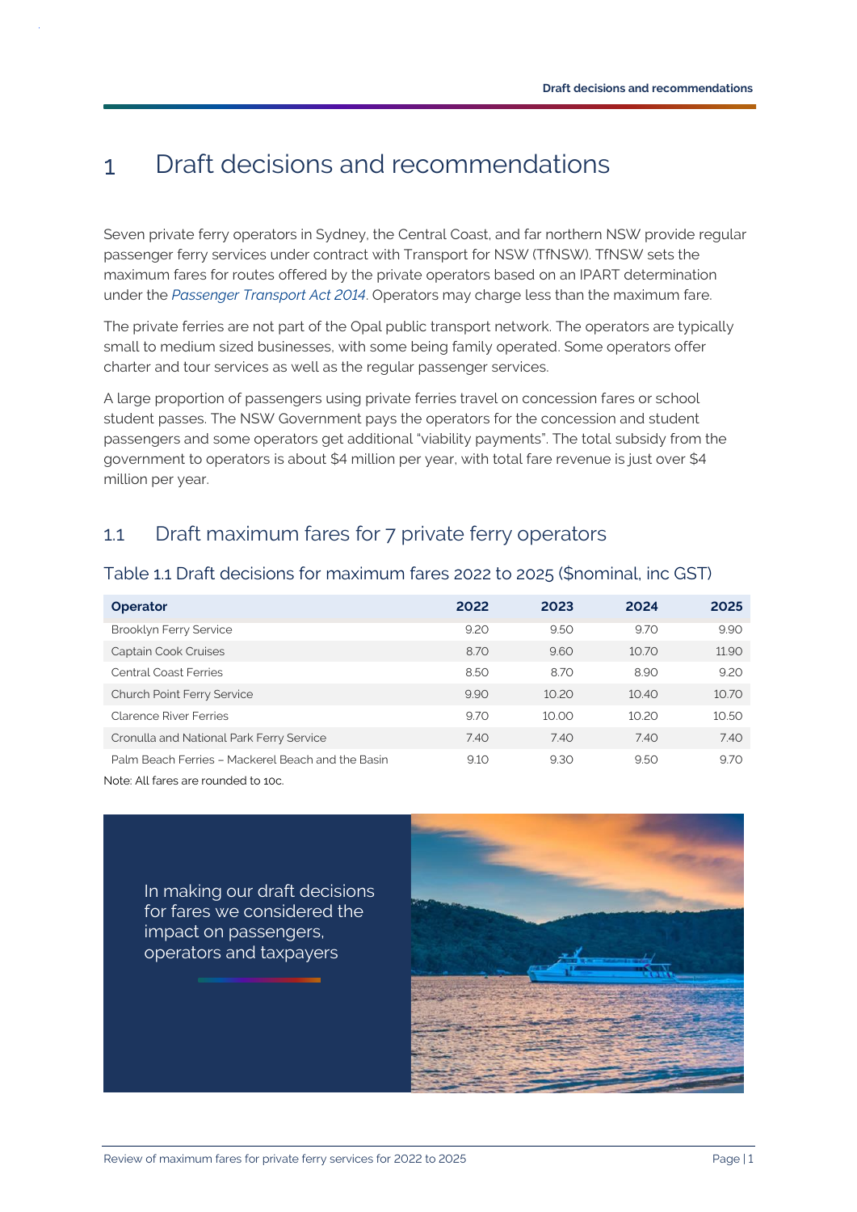# 1 Draft decisions and recommendations

Seven private ferry operators in Sydney, the Central Coast, and far northern NSW provide regular passenger ferry services under contract with Transport for NSW (TfNSW). TfNSW sets the maximum fares for routes offered by the private operators based on an IPART determination under the *Passenger Transport Act 2014*. Operators may charge less than the maximum fare.

The private ferries are not part of the Opal public transport network. The operators are typically small to medium sized businesses, with some being family operated. Some operators offer charter and tour services as well as the regular passenger services.

A large proportion of passengers using private ferries travel on concession fares or school student passes. The NSW Government pays the operators for the concession and student passengers and some operators get additional "viability payments". The total subsidy from the government to operators is about $4 million per year, with total fare revenue is just over $4 million per year.

## 1.1 Draft maximum fares for 7 private ferry operators

### Table 1.1 Draft decisions for maximum fares 2022 to 2025 ($nominal, inc GST)

| Operator | 2022 | 2023 | 2024 | 2025 |
|---|---|---|---|---|
| Brooklyn Ferry Service | 9.20 | 9.50 | 9.70 | 9.90 |
| Captain Cook Cruises | 8.70 | 9.60 | 10.70 | 11.90 |
| Central Coast Ferries | 8.50 | 8.70 | 8.90 | 9.20 |
| Church Point Ferry Service | 9.90 | 10.20 | 10.40 | 10.70 |
| Clarence River Ferries | 9.70 | 10.00 | 10.20 | 10.50 |
| Cronulla and National Park Ferry Service | 7.40 | 7.40 | 7.40 | 7.40 |
| Palm Beach Ferries – Mackerel Beach and the Basin | 9.10 | 9.30 | 9.50 | 9.70 |

Note: All fares are rounded to 10c.

In making our draft decisions for fares we considered the impact on passengers, operators and taxpayers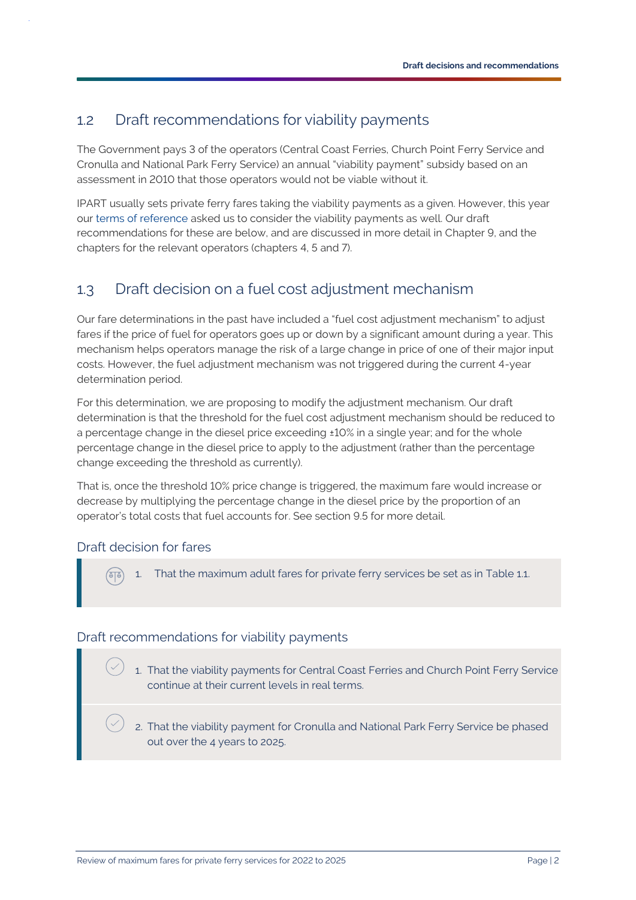## 1.2 Draft recommendations for viability payments

The Government pays 3 of the operators (Central Coast Ferries, Church Point Ferry Service and Cronulla and National Park Ferry Service) an annual "viability payment" subsidy based on an assessment in 2010 that those operators would not be viable without it.

IPART usually sets private ferry fares taking the viability payments as a given. However, this year our terms of reference asked us to consider the viability payments as well. Our draft recommendations for these are below, and are discussed in more detail in Chapter 9, and the chapters for the relevant operators (chapters 4, 5 and 7).

## 1.3 Draft decision on a fuel cost adjustment mechanism

Our fare determinations in the past have included a "fuel cost adjustment mechanism" to adjust fares if the price of fuel for operators goes up or down by a significant amount during a year. This mechanism helps operators manage the risk of a large change in price of one of their major input costs. However, the fuel adjustment mechanism was not triggered during the current 4-year determination period.

For this determination, we are proposing to modify the adjustment mechanism. Our draft determination is that the threshold for the fuel cost adjustment mechanism should be reduced to a percentage change in the diesel price exceeding ±10% in a single year; and for the whole percentage change in the diesel price to apply to the adjustment (rather than the percentage change exceeding the threshold as currently).

That is, once the threshold 10% price change is triggered, the maximum fare would increase or decrease by multiplying the percentage change in the diesel price by the proportion of an operator's total costs that fuel accounts for. See section 9.5 for more detail.

### Draft decision for fares

1. That the maximum adult fares for private ferry services be set as in Table 1.1.

### Draft recommendations for viability payments

1. That the viability payments for Central Coast Ferries and Church Point Ferry Service continue at their current levels in real terms.

2. That the viability payment for Cronulla and National Park Ferry Service be phased out over the 4 years to 2025.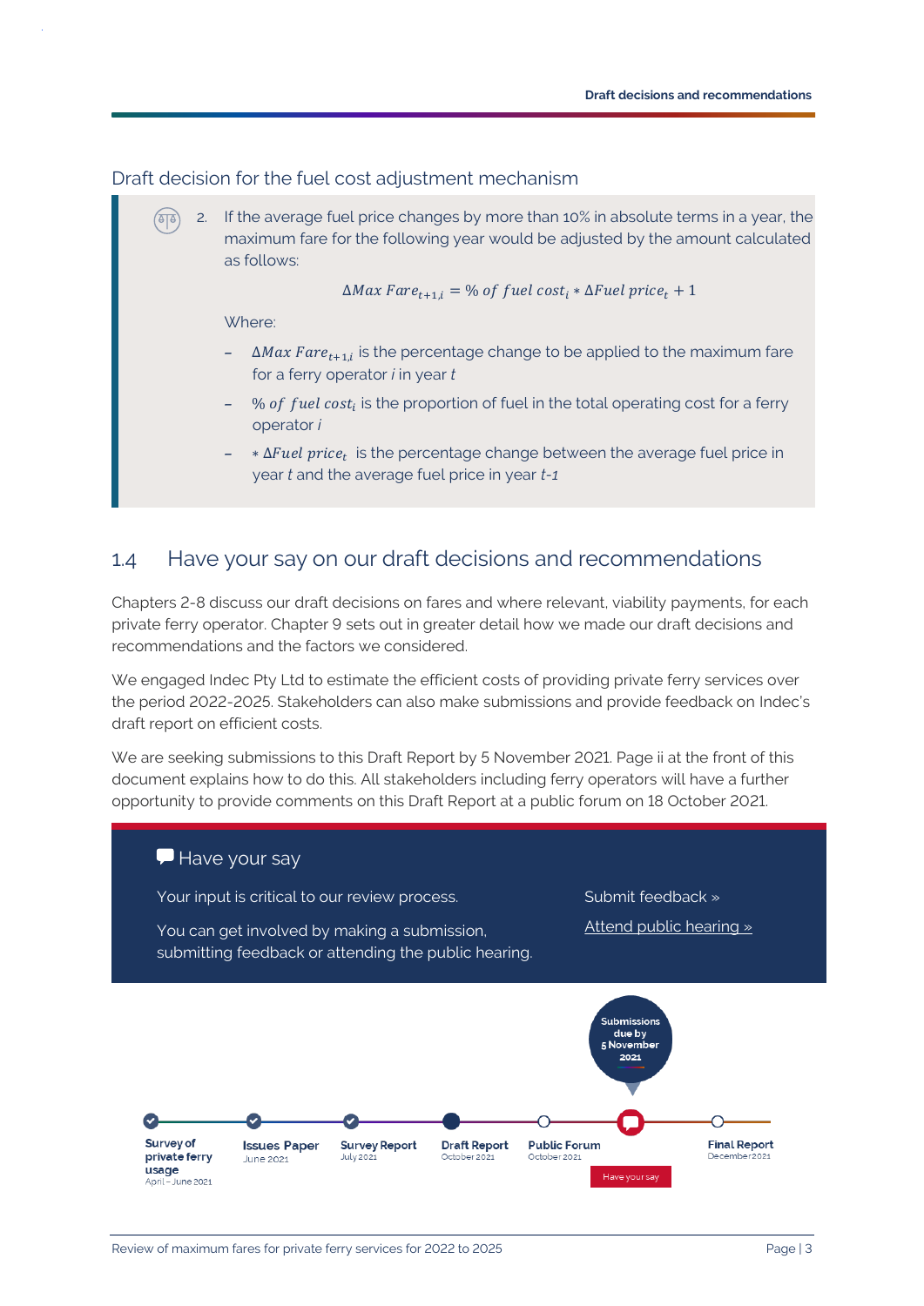## Draft decision for the fuel cost adjustment mechanism

2. If the average fuel price changes by more than 10% in absolute terms in a year, the maximum fare for the following year would be adjusted by the amount calculated as follows:

$$\Delta Max\ Fare_{t+1,i} = \%\ of\ fuel\ cost_i * \Delta Fuel\ price_t + 1$$

Where:

- $\Delta Max\ Fare_{t+1,i}$ is the percentage change to be applied to the maximum fare for a ferry operator *i* in year *t*
- $\%\ of\ fuel\ cost_i$ is the proportion of fuel in the total operating cost for a ferry operator *i*
- $* \Delta Fuel\ price_t$ is the percentage change between the average fuel price in year *t* and the average fuel price in year *t-1*

## 1.4 Have your say on our draft decisions and recommendations

Chapters 2-8 discuss our draft decisions on fares and where relevant, viability payments, for each private ferry operator. Chapter 9 sets out in greater detail how we made our draft decisions and recommendations and the factors we considered.

We engaged Indec Pty Ltd to estimate the efficient costs of providing private ferry services over the period 2022-2025. Stakeholders can also make submissions and provide feedback on Indec's draft report on efficient costs.

We are seeking submissions to this Draft Report by 5 November 2021. Page ii at the front of this document explains how to do this. All stakeholders including ferry operators will have a further opportunity to provide comments on this Draft Report at a public forum on 18 October 2021.

### Have your say

Your input is critical to our review process.

You can get involved by making a submission, submitting feedback or attending the public hearing.

Submit feedback »

Attend public hearing »

Submissions due by 5 November 2021

- Survey of private ferry usage — April – June 2021
- Issues Paper — June 2021
- Survey Report — July 2021
- Draft Report — October 2021
- Public Forum — October 2021
- Have your say
- Final Report — December 2021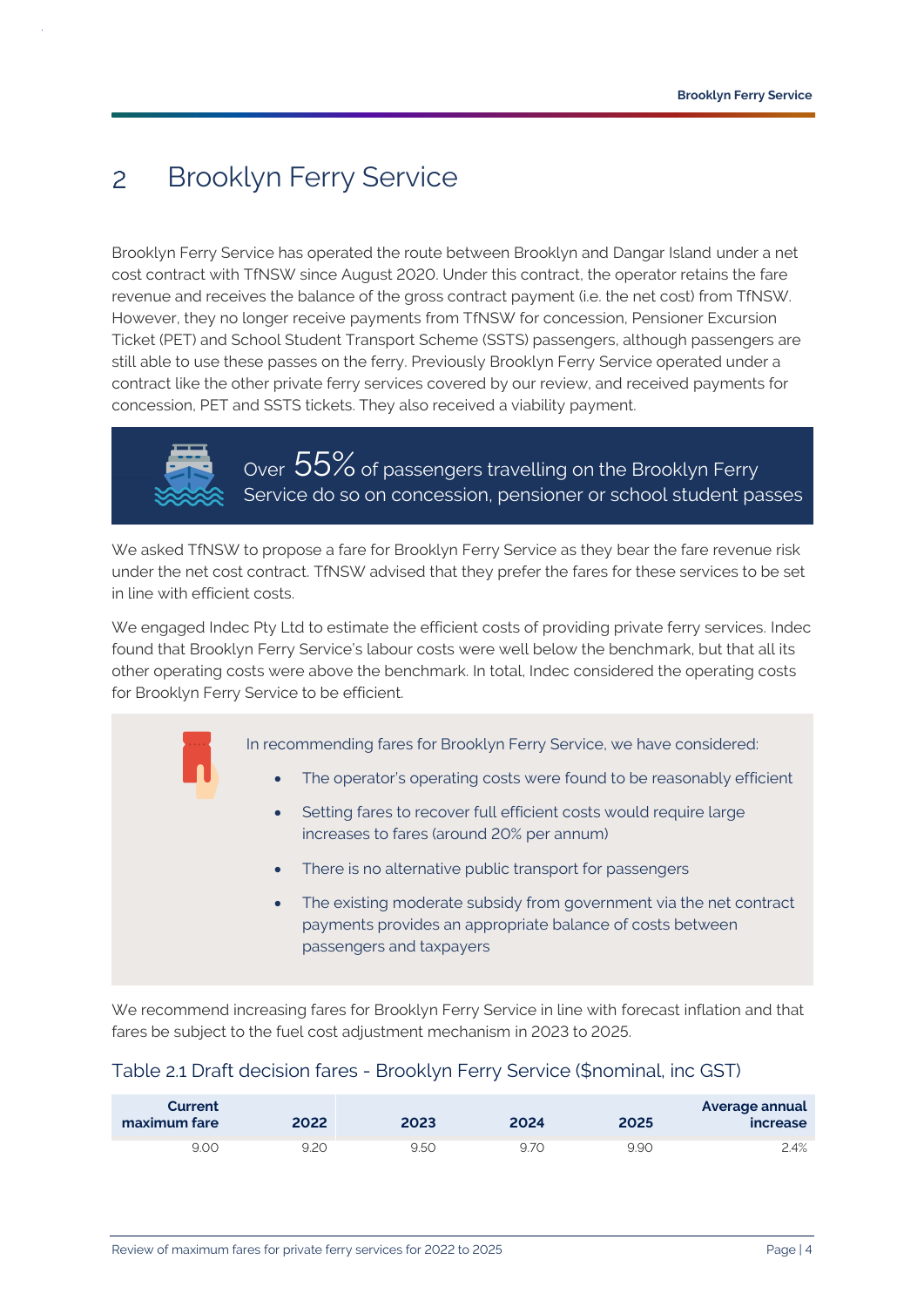# 2 Brooklyn Ferry Service

Brooklyn Ferry Service has operated the route between Brooklyn and Dangar Island under a net cost contract with TfNSW since August 2020. Under this contract, the operator retains the fare revenue and receives the balance of the gross contract payment (i.e. the net cost) from TfNSW. However, they no longer receive payments from TfNSW for concession, Pensioner Excursion Ticket (PET) and School Student Transport Scheme (SSTS) passengers, although passengers are still able to use these passes on the ferry. Previously Brooklyn Ferry Service operated under a contract like the other private ferry services covered by our review, and received payments for concession, PET and SSTS tickets. They also received a viability payment.

Over 55% of passengers travelling on the Brooklyn Ferry Service do so on concession, pensioner or school student passes

We asked TfNSW to propose a fare for Brooklyn Ferry Service as they bear the fare revenue risk under the net cost contract. TfNSW advised that they prefer the fares for these services to be set in line with efficient costs.

We engaged Indec Pty Ltd to estimate the efficient costs of providing private ferry services. Indec found that Brooklyn Ferry Service's labour costs were well below the benchmark, but that all its other operating costs were above the benchmark. In total, Indec considered the operating costs for Brooklyn Ferry Service to be efficient.

In recommending fares for Brooklyn Ferry Service, we have considered:

- The operator's operating costs were found to be reasonably efficient
- Setting fares to recover full efficient costs would require large increases to fares (around 20% per annum)
- There is no alternative public transport for passengers
- The existing moderate subsidy from government via the net contract payments provides an appropriate balance of costs between passengers and taxpayers

We recommend increasing fares for Brooklyn Ferry Service in line with forecast inflation and that fares be subject to the fuel cost adjustment mechanism in 2023 to 2025.

## Table 2.1 Draft decision fares - Brooklyn Ferry Service ($nominal, inc GST)

| Current maximum fare | 2022 | 2023 | 2024 | 2025 | Average annual increase |
|---|---|---|---|---|---|
| 9.00 | 9.20 | 9.50 | 9.70 | 9.90 | 2.4% |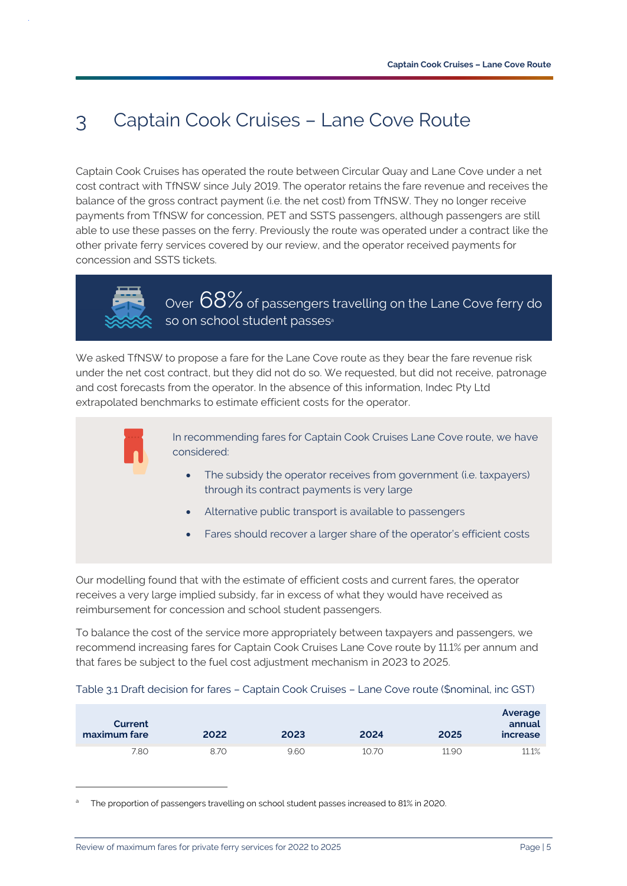# 3 Captain Cook Cruises – Lane Cove Route

Captain Cook Cruises has operated the route between Circular Quay and Lane Cove under a net cost contract with TfNSW since July 2019. The operator retains the fare revenue and receives the balance of the gross contract payment (i.e. the net cost) from TfNSW. They no longer receive payments from TfNSW for concession, PET and SSTS passengers, although passengers are still able to use these passes on the ferry. Previously the route was operated under a contract like the other private ferry services covered by our review, and the operator received payments for concession and SSTS tickets.

Over 68% of passengers travelling on the Lane Cove ferry do so on school student passes[a]

We asked TfNSW to propose a fare for the Lane Cove route as they bear the fare revenue risk under the net cost contract, but they did not do so. We requested, but did not receive, patronage and cost forecasts from the operator. In the absence of this information, Indec Pty Ltd extrapolated benchmarks to estimate efficient costs for the operator.

In recommending fares for Captain Cook Cruises Lane Cove route, we have considered:

- The subsidy the operator receives from government (i.e. taxpayers) through its contract payments is very large
- Alternative public transport is available to passengers
- Fares should recover a larger share of the operator's efficient costs

Our modelling found that with the estimate of efficient costs and current fares, the operator receives a very large implied subsidy, far in excess of what they would have received as reimbursement for concession and school student passengers.

To balance the cost of the service more appropriately between taxpayers and passengers, we recommend increasing fares for Captain Cook Cruises Lane Cove route by 11.1% per annum and that fares be subject to the fuel cost adjustment mechanism in 2023 to 2025.

Table 3.1 Draft decision for fares – Captain Cook Cruises – Lane Cove route ($nominal, inc GST)

| Current maximum fare | 2022 | 2023 | 2024 | 2025 | Average annual increase |
|---|---|---|---|---|---|
| 7.80 | 8.70 | 9.60 | 10.70 | 11.90 | 11.1% |

[a] The proportion of passengers travelling on school student passes increased to 81% in 2020.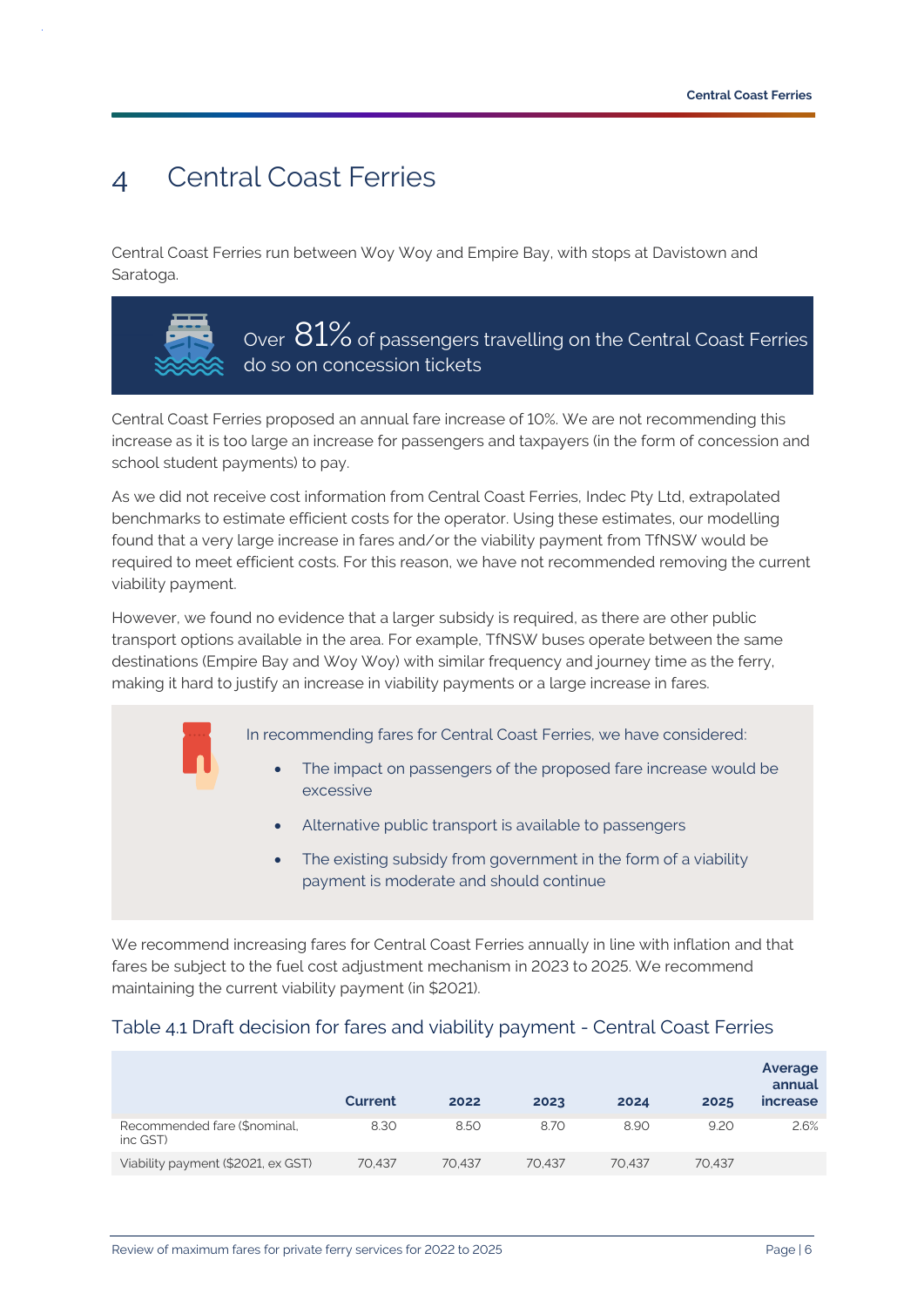# 4 Central Coast Ferries

Central Coast Ferries run between Woy Woy and Empire Bay, with stops at Davistown and Saratoga.

Over 81% of passengers travelling on the Central Coast Ferries do so on concession tickets

Central Coast Ferries proposed an annual fare increase of 10%. We are not recommending this increase as it is too large an increase for passengers and taxpayers (in the form of concession and school student payments) to pay.

As we did not receive cost information from Central Coast Ferries, Indec Pty Ltd, extrapolated benchmarks to estimate efficient costs for the operator. Using these estimates, our modelling found that a very large increase in fares and/or the viability payment from TfNSW would be required to meet efficient costs. For this reason, we have not recommended removing the current viability payment.

However, we found no evidence that a larger subsidy is required, as there are other public transport options available in the area. For example, TfNSW buses operate between the same destinations (Empire Bay and Woy Woy) with similar frequency and journey time as the ferry, making it hard to justify an increase in viability payments or a large increase in fares.

In recommending fares for Central Coast Ferries, we have considered:

- The impact on passengers of the proposed fare increase would be excessive
- Alternative public transport is available to passengers
- The existing subsidy from government in the form of a viability payment is moderate and should continue

We recommend increasing fares for Central Coast Ferries annually in line with inflation and that fares be subject to the fuel cost adjustment mechanism in 2023 to 2025. We recommend maintaining the current viability payment (in $2021).

## Table 4.1 Draft decision for fares and viability payment - Central Coast Ferries

| | Current | 2022 | 2023 | 2024 | 2025 | Average annual increase |
|---|---|---|---|---|---|---|
| Recommended fare ($nominal, inc GST) | 8.30 | 8.50 | 8.70 | 8.90 | 9.20 | 2.6% |
| Viability payment ($2021, ex GST) | 70,437 | 70,437 | 70,437 | 70,437 | 70,437 | |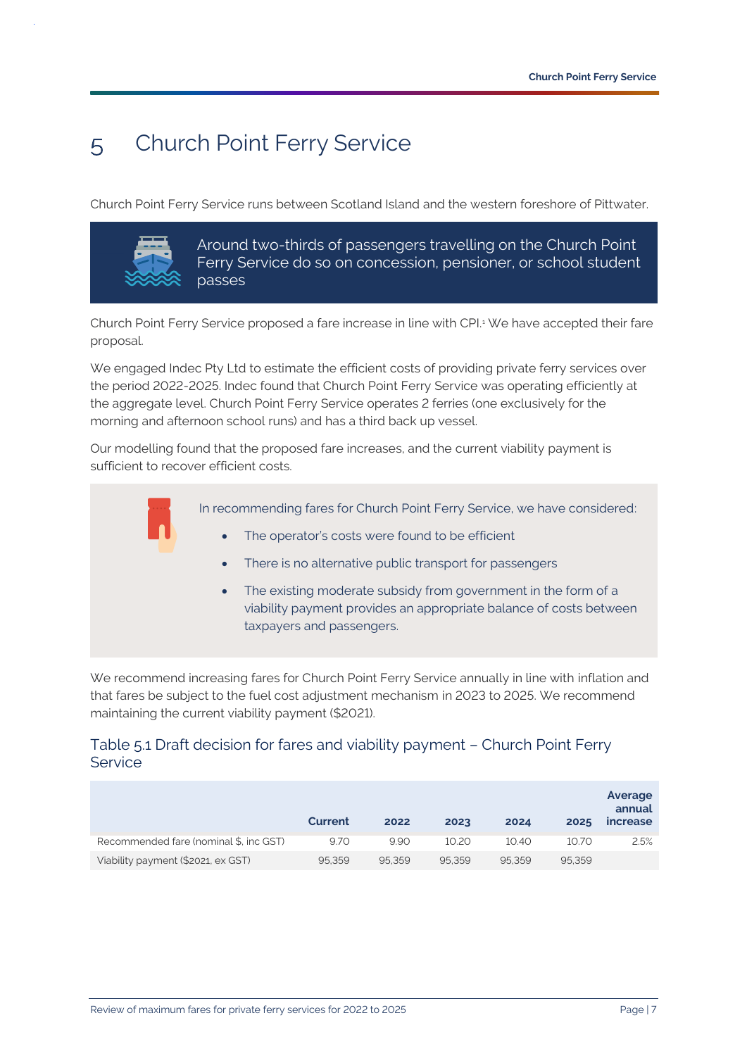# 5 Church Point Ferry Service

Church Point Ferry Service runs between Scotland Island and the western foreshore of Pittwater.

Around two-thirds of passengers travelling on the Church Point Ferry Service do so on concession, pensioner, or school student passes

Church Point Ferry Service proposed a fare increase in line with CPI.[1] We have accepted their fare proposal.

We engaged Indec Pty Ltd to estimate the efficient costs of providing private ferry services over the period 2022-2025. Indec found that Church Point Ferry Service was operating efficiently at the aggregate level. Church Point Ferry Service operates 2 ferries (one exclusively for the morning and afternoon school runs) and has a third back up vessel.

Our modelling found that the proposed fare increases, and the current viability payment is sufficient to recover efficient costs.

In recommending fares for Church Point Ferry Service, we have considered:

- The operator's costs were found to be efficient
- There is no alternative public transport for passengers
- The existing moderate subsidy from government in the form of a viability payment provides an appropriate balance of costs between taxpayers and passengers.

We recommend increasing fares for Church Point Ferry Service annually in line with inflation and that fares be subject to the fuel cost adjustment mechanism in 2023 to 2025. We recommend maintaining the current viability payment ($2021).

## Table 5.1 Draft decision for fares and viability payment – Church Point Ferry Service

| | Current | 2022 | 2023 | 2024 | 2025 | Average annual increase |
|---|---|---|---|---|---|---|
| Recommended fare (nominal $, inc GST) | 9.70 | 9.90 | 10.20 | 10.40 | 10.70 | 2.5% |
| Viability payment ($2021, ex GST) | 95,359 | 95,359 | 95,359 | 95,359 | 95,359 | |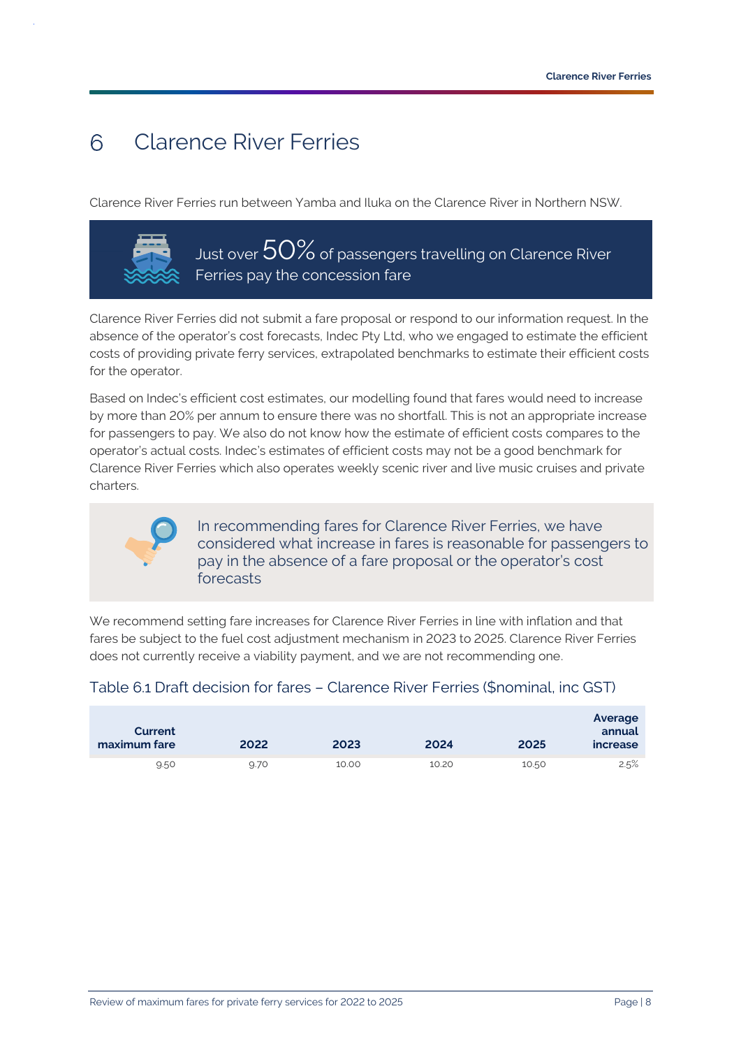# 6 Clarence River Ferries

Clarence River Ferries run between Yamba and Iluka on the Clarence River in Northern NSW.

Just over 50% of passengers travelling on Clarence River Ferries pay the concession fare

Clarence River Ferries did not submit a fare proposal or respond to our information request. In the absence of the operator's cost forecasts, Indec Pty Ltd, who we engaged to estimate the efficient costs of providing private ferry services, extrapolated benchmarks to estimate their efficient costs for the operator.

Based on Indec's efficient cost estimates, our modelling found that fares would need to increase by more than 20% per annum to ensure there was no shortfall. This is not an appropriate increase for passengers to pay. We also do not know how the estimate of efficient costs compares to the operator's actual costs. Indec's estimates of efficient costs may not be a good benchmark for Clarence River Ferries which also operates weekly scenic river and live music cruises and private charters.

In recommending fares for Clarence River Ferries, we have considered what increase in fares is reasonable for passengers to pay in the absence of a fare proposal or the operator's cost forecasts

We recommend setting fare increases for Clarence River Ferries in line with inflation and that fares be subject to the fuel cost adjustment mechanism in 2023 to 2025. Clarence River Ferries does not currently receive a viability payment, and we are not recommending one.

## Table 6.1 Draft decision for fares – Clarence River Ferries ($nominal, inc GST)

| Current maximum fare | 2022 | 2023 | 2024 | 2025 | Average annual increase |
|---|---|---|---|---|---|
| 9.50 | 9.70 | 10.00 | 10.20 | 10.50 | 2.5% |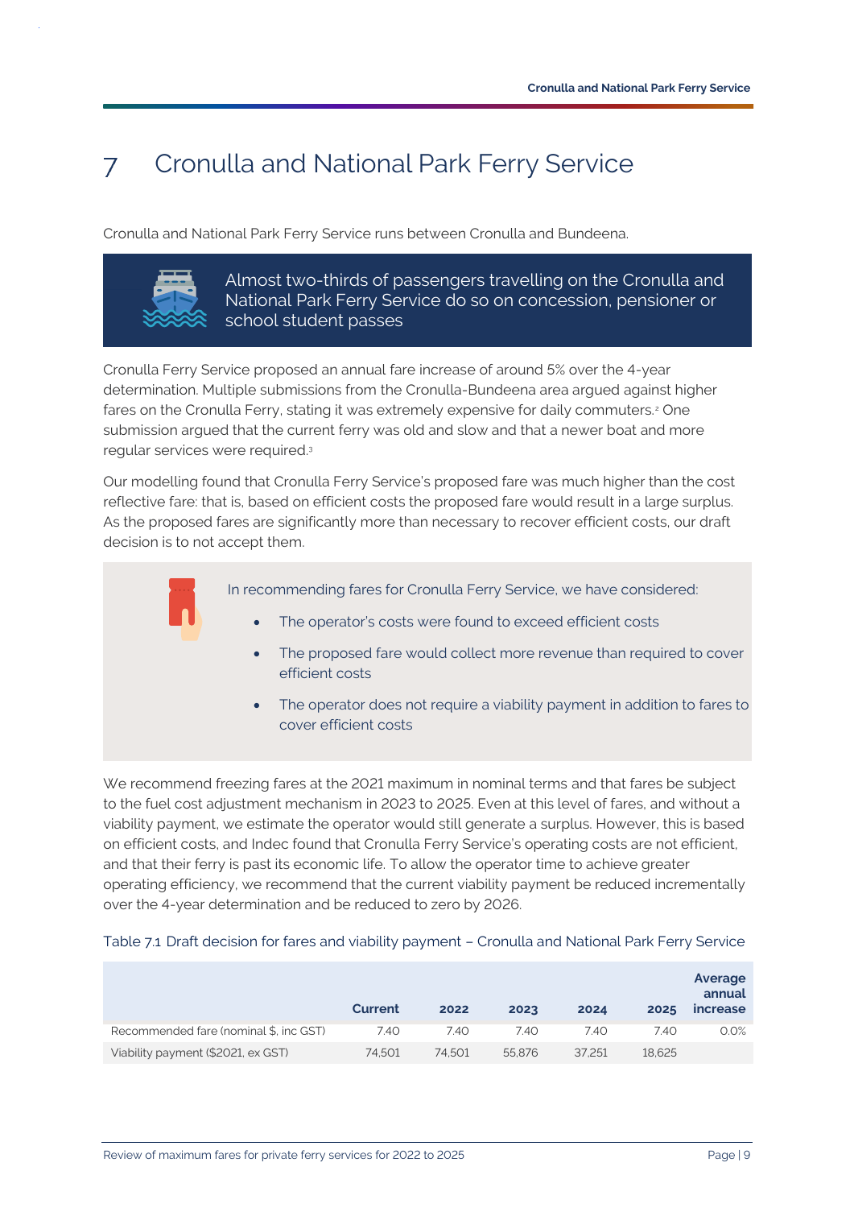# 7 Cronulla and National Park Ferry Service

Cronulla and National Park Ferry Service runs between Cronulla and Bundeena.

> Almost two-thirds of passengers travelling on the Cronulla and National Park Ferry Service do so on concession, pensioner or school student passes

Cronulla Ferry Service proposed an annual fare increase of around 5% over the 4-year determination. Multiple submissions from the Cronulla-Bundeena area argued against higher fares on the Cronulla Ferry, stating it was extremely expensive for daily commuters.[2] One submission argued that the current ferry was old and slow and that a newer boat and more regular services were required.[3]

Our modelling found that Cronulla Ferry Service's proposed fare was much higher than the cost reflective fare: that is, based on efficient costs the proposed fare would result in a large surplus. As the proposed fares are significantly more than necessary to recover efficient costs, our draft decision is to not accept them.

> In recommending fares for Cronulla Ferry Service, we have considered:
>
> - The operator's costs were found to exceed efficient costs
> - The proposed fare would collect more revenue than required to cover efficient costs
> - The operator does not require a viability payment in addition to fares to cover efficient costs

We recommend freezing fares at the 2021 maximum in nominal terms and that fares be subject to the fuel cost adjustment mechanism in 2023 to 2025. Even at this level of fares, and without a viability payment, we estimate the operator would still generate a surplus. However, this is based on efficient costs, and Indec found that Cronulla Ferry Service's operating costs are not efficient, and that their ferry is past its economic life. To allow the operator time to achieve greater operating efficiency, we recommend that the current viability payment be reduced incrementally over the 4-year determination and be reduced to zero by 2026.

Table 7.1 Draft decision for fares and viability payment – Cronulla and National Park Ferry Service

| | Current | 2022 | 2023 | 2024 | 2025 | Average annual increase |
|---|---|---|---|---|---|---|
| Recommended fare (nominal $, inc GST) | 7.40 | 7.40 | 7.40 | 7.40 | 7.40 | 0.0% |
| Viability payment ($2021, ex GST) | 74,501 | 74,501 | 55,876 | 37,251 | 18,625 | |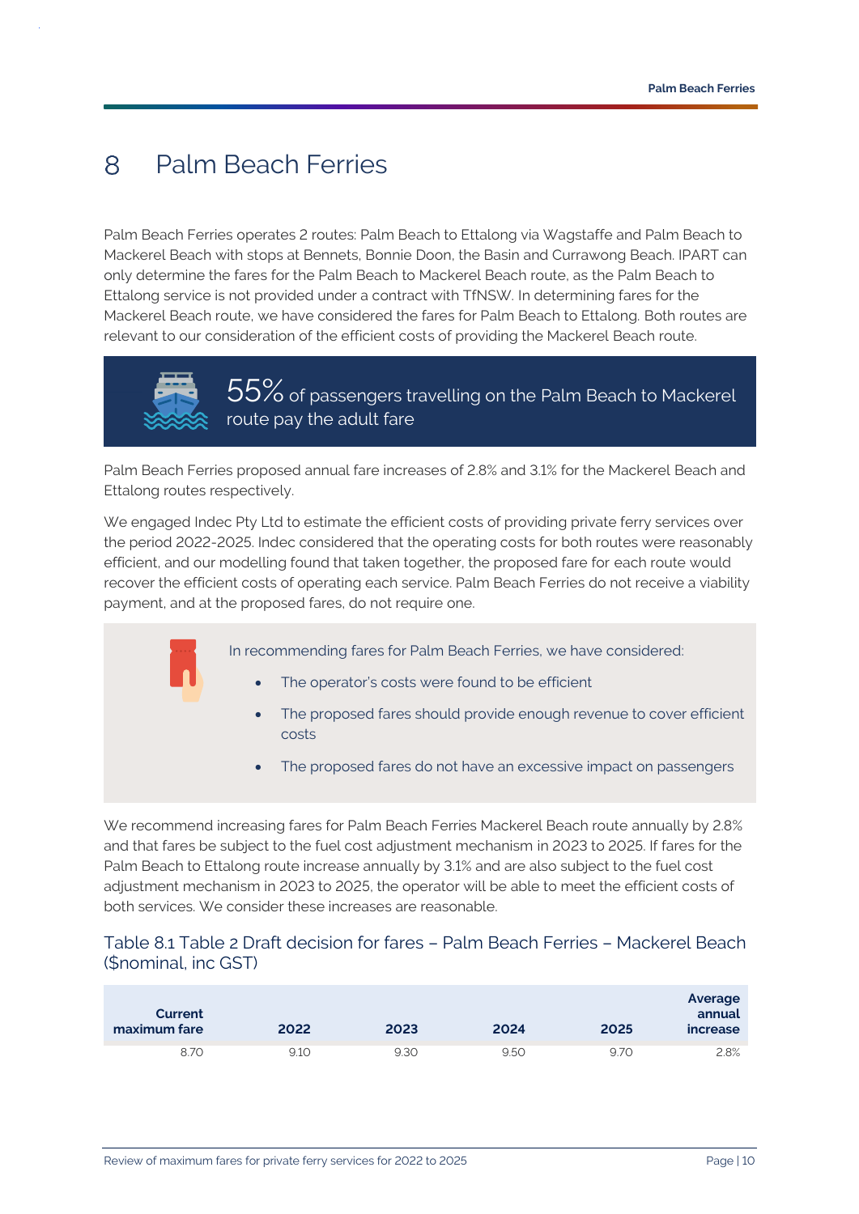# 8 Palm Beach Ferries

Palm Beach Ferries operates 2 routes: Palm Beach to Ettalong via Wagstaffe and Palm Beach to Mackerel Beach with stops at Bennets, Bonnie Doon, the Basin and Currawong Beach. IPART can only determine the fares for the Palm Beach to Mackerel Beach route, as the Palm Beach to Ettalong service is not provided under a contract with TfNSW. In determining fares for the Mackerel Beach route, we have considered the fares for Palm Beach to Ettalong. Both routes are relevant to our consideration of the efficient costs of providing the Mackerel Beach route.

55% of passengers travelling on the Palm Beach to Mackerel route pay the adult fare

Palm Beach Ferries proposed annual fare increases of 2.8% and 3.1% for the Mackerel Beach and Ettalong routes respectively.

We engaged Indec Pty Ltd to estimate the efficient costs of providing private ferry services over the period 2022-2025. Indec considered that the operating costs for both routes were reasonably efficient, and our modelling found that taken together, the proposed fare for each route would recover the efficient costs of operating each service. Palm Beach Ferries do not receive a viability payment, and at the proposed fares, do not require one.

In recommending fares for Palm Beach Ferries, we have considered:

- The operator's costs were found to be efficient
- The proposed fares should provide enough revenue to cover efficient costs
- The proposed fares do not have an excessive impact on passengers

We recommend increasing fares for Palm Beach Ferries Mackerel Beach route annually by 2.8% and that fares be subject to the fuel cost adjustment mechanism in 2023 to 2025. If fares for the Palm Beach to Ettalong route increase annually by 3.1% and are also subject to the fuel cost adjustment mechanism in 2023 to 2025, the operator will be able to meet the efficient costs of both services. We consider these increases are reasonable.

### Table 8.1 Table 2 Draft decision for fares – Palm Beach Ferries – Mackerel Beach ($nominal, inc GST)

| Current maximum fare | 2022 | 2023 | 2024 | 2025 | Average annual increase |
|---|---|---|---|---|---|
| 8.70 | 9.10 | 9.30 | 9.50 | 9.70 | 2.8% |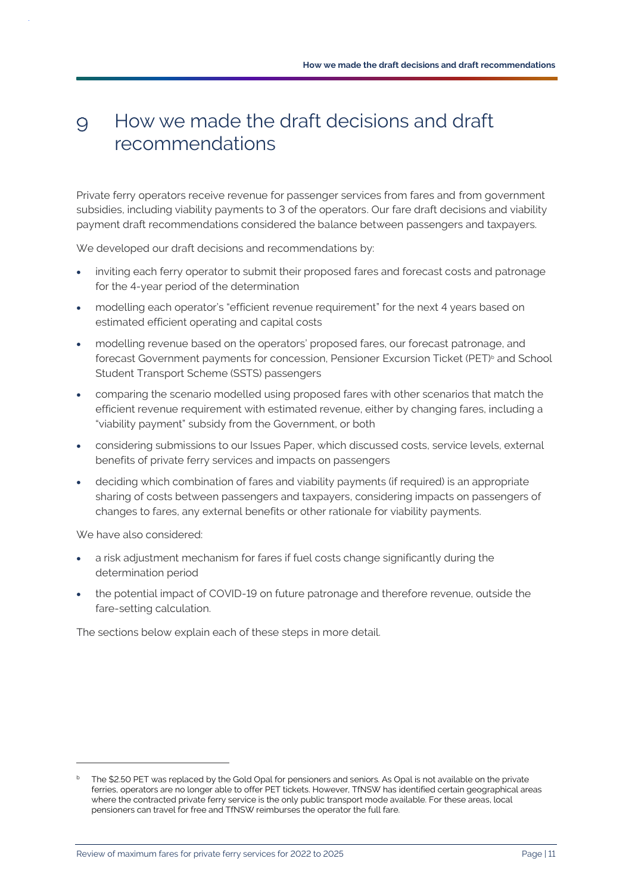# 9 How we made the draft decisions and draft recommendations

Private ferry operators receive revenue for passenger services from fares and from government subsidies, including viability payments to 3 of the operators. Our fare draft decisions and viability payment draft recommendations considered the balance between passengers and taxpayers.

We developed our draft decisions and recommendations by:

- inviting each ferry operator to submit their proposed fares and forecast costs and patronage for the 4-year period of the determination
- modelling each operator's "efficient revenue requirement" for the next 4 years based on estimated efficient operating and capital costs
- modelling revenue based on the operators' proposed fares, our forecast patronage, and forecast Government payments for concession, Pensioner Excursion Ticket (PET)[b] and School Student Transport Scheme (SSTS) passengers
- comparing the scenario modelled using proposed fares with other scenarios that match the efficient revenue requirement with estimated revenue, either by changing fares, including a "viability payment" subsidy from the Government, or both
- considering submissions to our Issues Paper, which discussed costs, service levels, external benefits of private ferry services and impacts on passengers
- deciding which combination of fares and viability payments (if required) is an appropriate sharing of costs between passengers and taxpayers, considering impacts on passengers of changes to fares, any external benefits or other rationale for viability payments.

We have also considered:

- a risk adjustment mechanism for fares if fuel costs change significantly during the determination period
- the potential impact of COVID-19 on future patronage and therefore revenue, outside the fare-setting calculation.

The sections below explain each of these steps in more detail.

---

[b] The $2.50 PET was replaced by the Gold Opal for pensioners and seniors. As Opal is not available on the private ferries, operators are no longer able to offer PET tickets. However, TfNSW has identified certain geographical areas where the contracted private ferry service is the only public transport mode available. For these areas, local pensioners can travel for free and TfNSW reimburses the operator the full fare.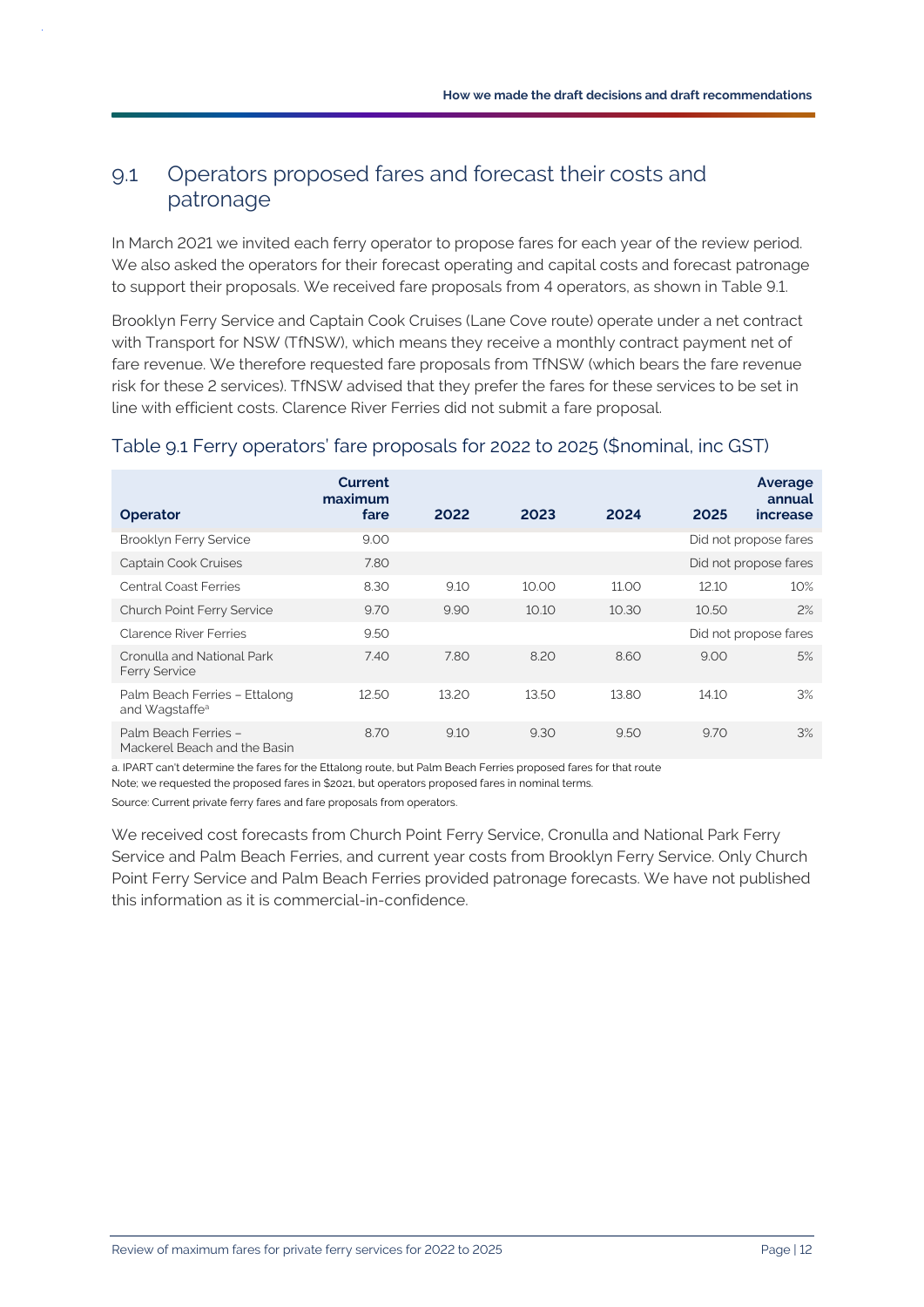## 9.1 Operators proposed fares and forecast their costs and patronage

In March 2021 we invited each ferry operator to propose fares for each year of the review period. We also asked the operators for their forecast operating and capital costs and forecast patronage to support their proposals. We received fare proposals from 4 operators, as shown in Table 9.1.

Brooklyn Ferry Service and Captain Cook Cruises (Lane Cove route) operate under a net contract with Transport for NSW (TfNSW), which means they receive a monthly contract payment net of fare revenue. We therefore requested fare proposals from TfNSW (which bears the fare revenue risk for these 2 services). TfNSW advised that they prefer the fares for these services to be set in line with efficient costs. Clarence River Ferries did not submit a fare proposal.

### Table 9.1 Ferry operators' fare proposals for 2022 to 2025 ($nominal, inc GST)

| Operator | Current maximum fare | 2022 | 2023 | 2024 | 2025 | Average annual increase |
|---|---|---|---|---|---|---|
| Brooklyn Ferry Service | 9.00 | | | | Did not propose fares | |
| Captain Cook Cruises | 7.80 | | | | Did not propose fares | |
| Central Coast Ferries | 8.30 | 9.10 | 10.00 | 11.00 | 12.10 | 10% |
| Church Point Ferry Service | 9.70 | 9.90 | 10.10 | 10.30 | 10.50 | 2% |
| Clarence River Ferries | 9.50 | | | | Did not propose fares | |
| Cronulla and National Park Ferry Service | 7.40 | 7.80 | 8.20 | 8.60 | 9.00 | 5% |
| Palm Beach Ferries – Ettalong and Wagstaffe[a] | 12.50 | 13.20 | 13.50 | 13.80 | 14.10 | 3% |
| Palm Beach Ferries – Mackerel Beach and the Basin | 8.70 | 9.10 | 9.30 | 9.50 | 9.70 | 3% |

a. IPART can't determine the fares for the Ettalong route, but Palm Beach Ferries proposed fares for that route

Note: we requested the proposed fares in $2021, but operators proposed fares in nominal terms.

Source: Current private ferry fares and fare proposals from operators.

We received cost forecasts from Church Point Ferry Service, Cronulla and National Park Ferry Service and Palm Beach Ferries, and current year costs from Brooklyn Ferry Service. Only Church Point Ferry Service and Palm Beach Ferries provided patronage forecasts. We have not published this information as it is commercial-in-confidence.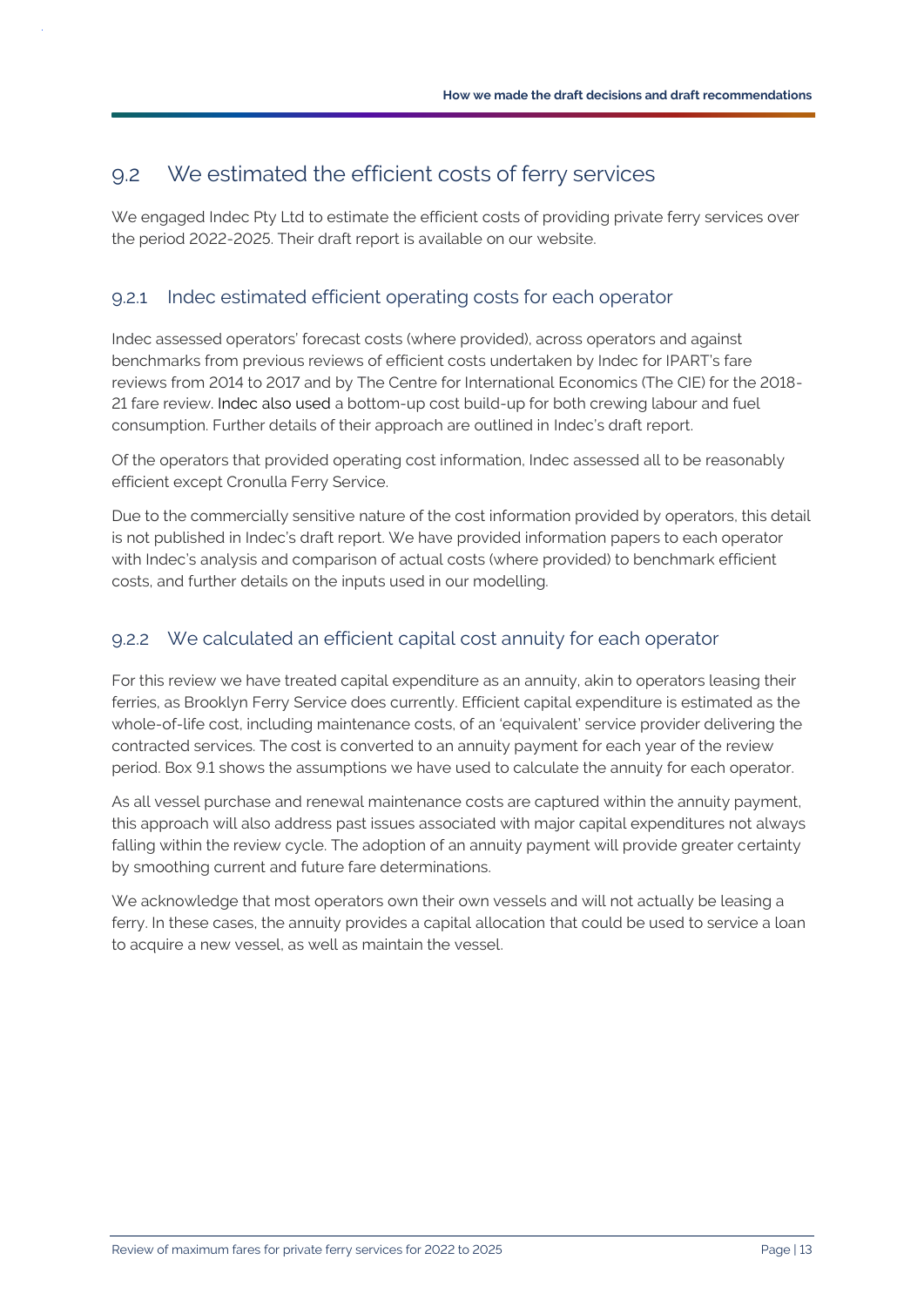## 9.2 We estimated the efficient costs of ferry services

We engaged Indec Pty Ltd to estimate the efficient costs of providing private ferry services over the period 2022-2025. Their draft report is available on our website.

### 9.2.1 Indec estimated efficient operating costs for each operator

Indec assessed operators' forecast costs (where provided), across operators and against benchmarks from previous reviews of efficient costs undertaken by Indec for IPART's fare reviews from 2014 to 2017 and by The Centre for International Economics (The CIE) for the 2018-21 fare review. Indec also used a bottom-up cost build-up for both crewing labour and fuel consumption. Further details of their approach are outlined in Indec's draft report.

Of the operators that provided operating cost information, Indec assessed all to be reasonably efficient except Cronulla Ferry Service.

Due to the commercially sensitive nature of the cost information provided by operators, this detail is not published in Indec's draft report. We have provided information papers to each operator with Indec's analysis and comparison of actual costs (where provided) to benchmark efficient costs, and further details on the inputs used in our modelling.

### 9.2.2 We calculated an efficient capital cost annuity for each operator

For this review we have treated capital expenditure as an annuity, akin to operators leasing their ferries, as Brooklyn Ferry Service does currently. Efficient capital expenditure is estimated as the whole-of-life cost, including maintenance costs, of an 'equivalent' service provider delivering the contracted services. The cost is converted to an annuity payment for each year of the review period. Box 9.1 shows the assumptions we have used to calculate the annuity for each operator.

As all vessel purchase and renewal maintenance costs are captured within the annuity payment, this approach will also address past issues associated with major capital expenditures not always falling within the review cycle. The adoption of an annuity payment will provide greater certainty by smoothing current and future fare determinations.

We acknowledge that most operators own their own vessels and will not actually be leasing a ferry. In these cases, the annuity provides a capital allocation that could be used to service a loan to acquire a new vessel, as well as maintain the vessel.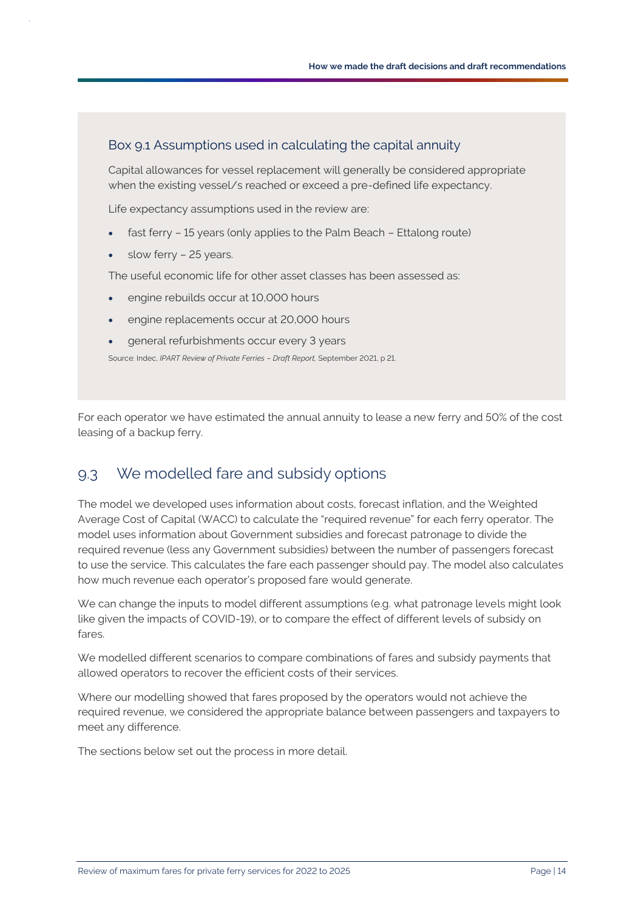### Box 9.1 Assumptions used in calculating the capital annuity

Capital allowances for vessel replacement will generally be considered appropriate when the existing vessel/s reached or exceed a pre-defined life expectancy.

Life expectancy assumptions used in the review are:

- fast ferry – 15 years (only applies to the Palm Beach – Ettalong route)
- slow ferry – 25 years.

The useful economic life for other asset classes has been assessed as:

- engine rebuilds occur at 10,000 hours
- engine replacements occur at 20,000 hours
- general refurbishments occur every 3 years

Source: Indec, *IPART Review of Private Ferries – Draft Report*, September 2021, p 21.

For each operator we have estimated the annual annuity to lease a new ferry and 50% of the cost leasing of a backup ferry.

## 9.3 We modelled fare and subsidy options

The model we developed uses information about costs, forecast inflation, and the Weighted Average Cost of Capital (WACC) to calculate the "required revenue" for each ferry operator. The model uses information about Government subsidies and forecast patronage to divide the required revenue (less any Government subsidies) between the number of passengers forecast to use the service. This calculates the fare each passenger should pay. The model also calculates how much revenue each operator's proposed fare would generate.

We can change the inputs to model different assumptions (e.g. what patronage levels might look like given the impacts of COVID-19), or to compare the effect of different levels of subsidy on fares.

We modelled different scenarios to compare combinations of fares and subsidy payments that allowed operators to recover the efficient costs of their services.

Where our modelling showed that fares proposed by the operators would not achieve the required revenue, we considered the appropriate balance between passengers and taxpayers to meet any difference.

The sections below set out the process in more detail.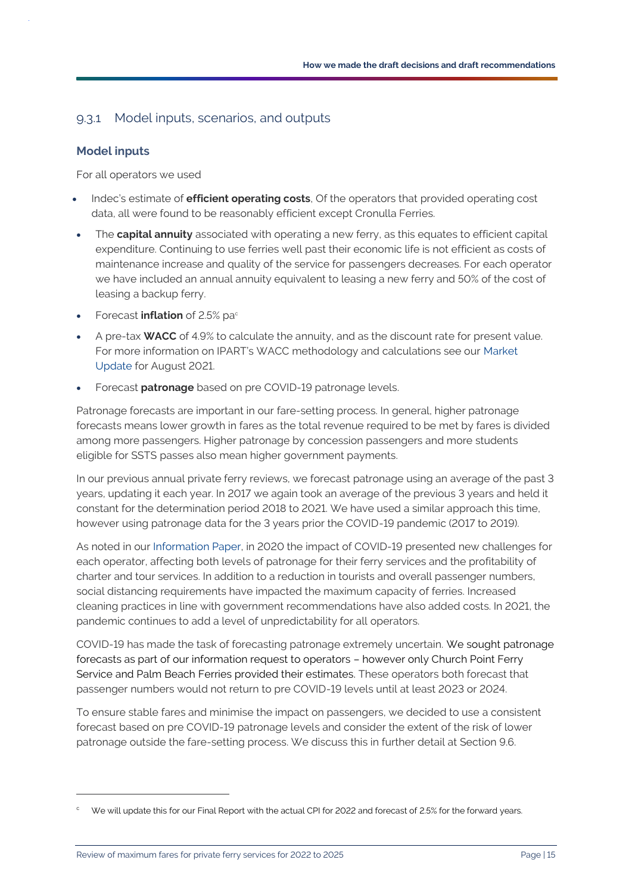## 9.3.1 Model inputs, scenarios, and outputs

### Model inputs

For all operators we used

- Indec's estimate of **efficient operating costs**, Of the operators that provided operating cost data, all were found to be reasonably efficient except Cronulla Ferries.
- The **capital annuity** associated with operating a new ferry, as this equates to efficient capital expenditure. Continuing to use ferries well past their economic life is not efficient as costs of maintenance increase and quality of the service for passengers decreases. For each operator we have included an annual annuity equivalent to leasing a new ferry and 50% of the cost of leasing a backup ferry.
- Forecast **inflation** of 2.5% pa[c]
- A pre-tax **WACC** of 4.9% to calculate the annuity, and as the discount rate for present value. For more information on IPART's WACC methodology and calculations see our Market Update for August 2021.
- Forecast **patronage** based on pre COVID-19 patronage levels.

Patronage forecasts are important in our fare-setting process. In general, higher patronage forecasts means lower growth in fares as the total revenue required to be met by fares is divided among more passengers. Higher patronage by concession passengers and more students eligible for SSTS passes also mean higher government payments.

In our previous annual private ferry reviews, we forecast patronage using an average of the past 3 years, updating it each year. In 2017 we again took an average of the previous 3 years and held it constant for the determination period 2018 to 2021. We have used a similar approach this time, however using patronage data for the 3 years prior the COVID-19 pandemic (2017 to 2019).

As noted in our Information Paper, in 2020 the impact of COVID-19 presented new challenges for each operator, affecting both levels of patronage for their ferry services and the profitability of charter and tour services. In addition to a reduction in tourists and overall passenger numbers, social distancing requirements have impacted the maximum capacity of ferries. Increased cleaning practices in line with government recommendations have also added costs. In 2021, the pandemic continues to add a level of unpredictability for all operators.

COVID-19 has made the task of forecasting patronage extremely uncertain. We sought patronage forecasts as part of our information request to operators – however only Church Point Ferry Service and Palm Beach Ferries provided their estimates. These operators both forecast that passenger numbers would not return to pre COVID-19 levels until at least 2023 or 2024.

To ensure stable fares and minimise the impact on passengers, we decided to use a consistent forecast based on pre COVID-19 patronage levels and consider the extent of the risk of lower patronage outside the fare-setting process. We discuss this in further detail at Section 9.6.

[c] We will update this for our Final Report with the actual CPI for 2022 and forecast of 2.5% for the forward years.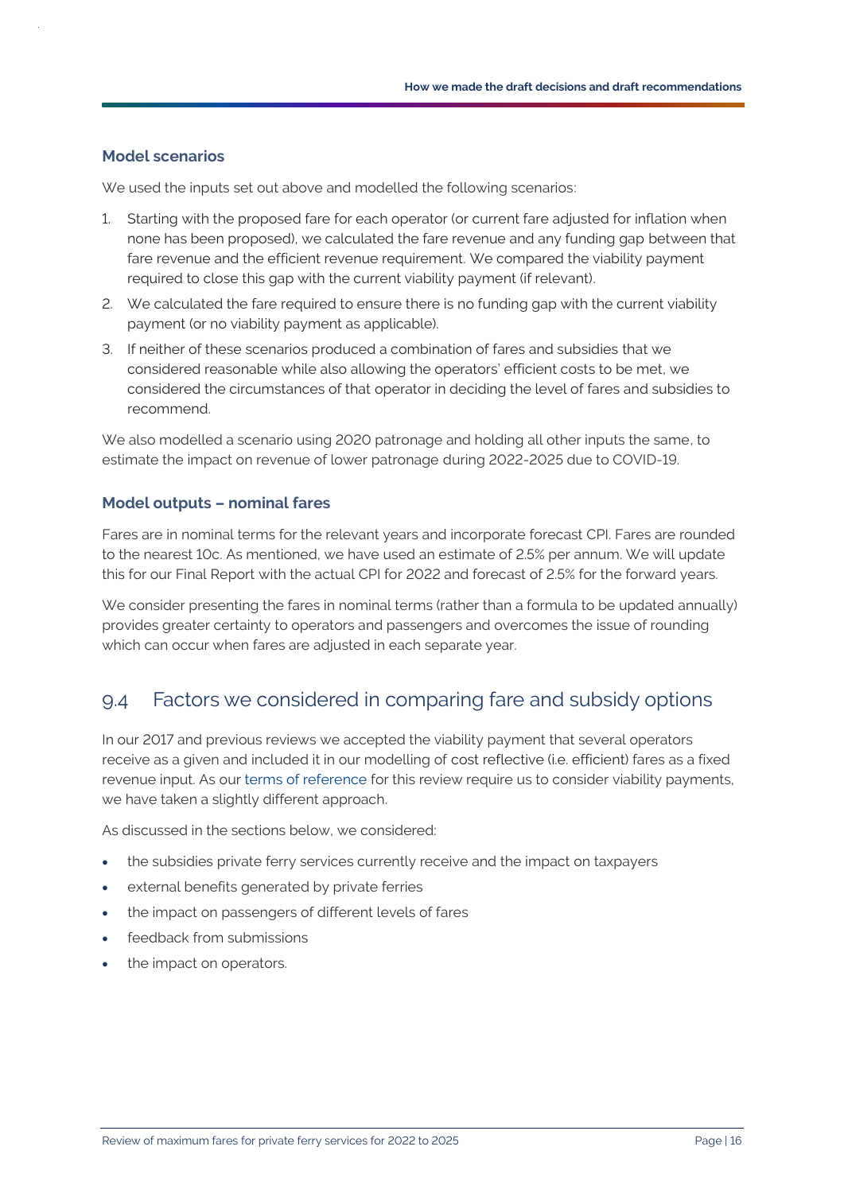### Model scenarios

We used the inputs set out above and modelled the following scenarios:

1. Starting with the proposed fare for each operator (or current fare adjusted for inflation when none has been proposed), we calculated the fare revenue and any funding gap between that fare revenue and the efficient revenue requirement. We compared the viability payment required to close this gap with the current viability payment (if relevant).
2. We calculated the fare required to ensure there is no funding gap with the current viability payment (or no viability payment as applicable).
3. If neither of these scenarios produced a combination of fares and subsidies that we considered reasonable while also allowing the operators' efficient costs to be met, we considered the circumstances of that operator in deciding the level of fares and subsidies to recommend.

We also modelled a scenario using 2020 patronage and holding all other inputs the same, to estimate the impact on revenue of lower patronage during 2022-2025 due to COVID-19.

### Model outputs – nominal fares

Fares are in nominal terms for the relevant years and incorporate forecast CPI. Fares are rounded to the nearest 10c. As mentioned, we have used an estimate of 2.5% per annum. We will update this for our Final Report with the actual CPI for 2022 and forecast of 2.5% for the forward years.

We consider presenting the fares in nominal terms (rather than a formula to be updated annually) provides greater certainty to operators and passengers and overcomes the issue of rounding which can occur when fares are adjusted in each separate year.

## 9.4 Factors we considered in comparing fare and subsidy options

In our 2017 and previous reviews we accepted the viability payment that several operators receive as a given and included it in our modelling of cost reflective (i.e. efficient) fares as a fixed revenue input. As our terms of reference for this review require us to consider viability payments, we have taken a slightly different approach.

As discussed in the sections below, we considered:

- the subsidies private ferry services currently receive and the impact on taxpayers
- external benefits generated by private ferries
- the impact on passengers of different levels of fares
- feedback from submissions
- the impact on operators.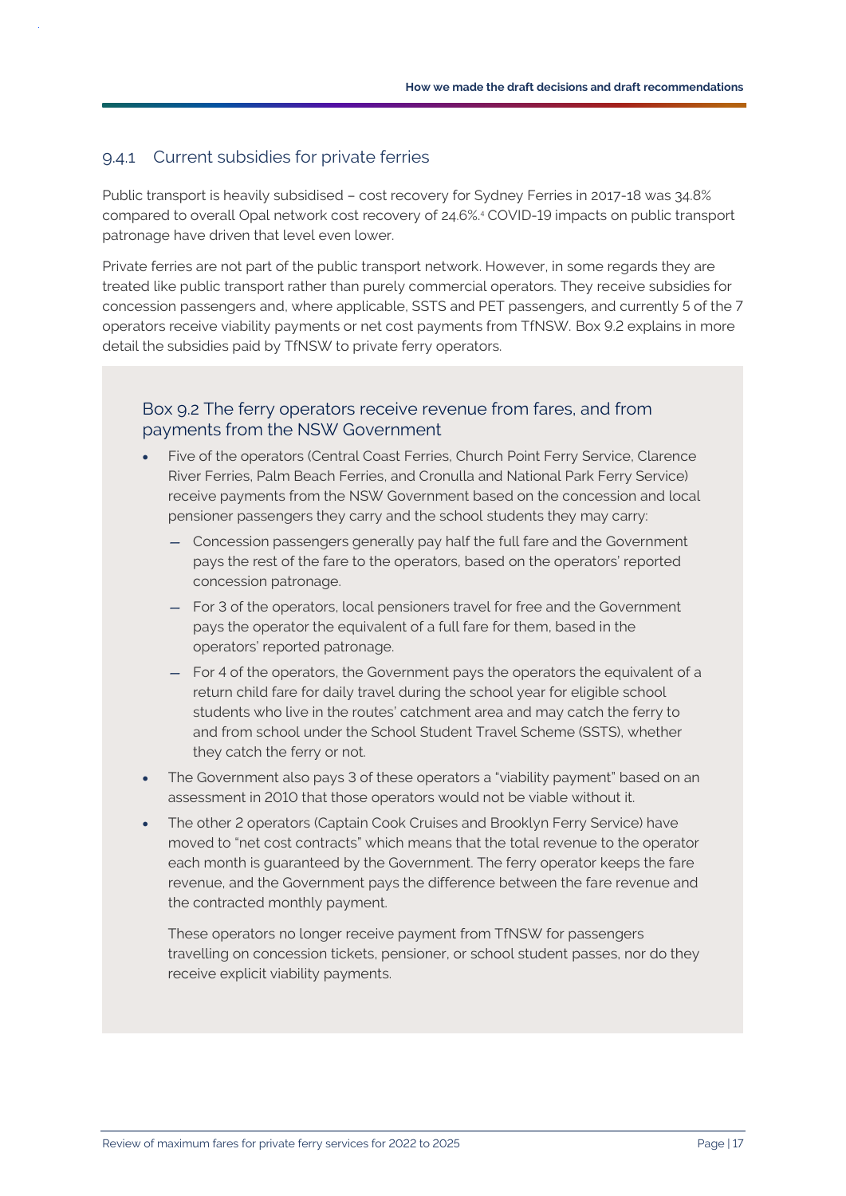### 9.4.1 Current subsidies for private ferries

Public transport is heavily subsidised – cost recovery for Sydney Ferries in 2017-18 was 34.8% compared to overall Opal network cost recovery of 24.6%.[4] COVID-19 impacts on public transport patronage have driven that level even lower.

Private ferries are not part of the public transport network. However, in some regards they are treated like public transport rather than purely commercial operators. They receive subsidies for concession passengers and, where applicable, SSTS and PET passengers, and currently 5 of the 7 operators receive viability payments or net cost payments from TfNSW. Box 9.2 explains in more detail the subsidies paid by TfNSW to private ferry operators.

> **Box 9.2 The ferry operators receive revenue from fares, and from payments from the NSW Government**
>
> - Five of the operators (Central Coast Ferries, Church Point Ferry Service, Clarence River Ferries, Palm Beach Ferries, and Cronulla and National Park Ferry Service) receive payments from the NSW Government based on the concession and local pensioner passengers they carry and the school students they may carry:
>   - Concession passengers generally pay half the full fare and the Government pays the rest of the fare to the operators, based on the operators' reported concession patronage.
>   - For 3 of the operators, local pensioners travel for free and the Government pays the operator the equivalent of a full fare for them, based in the operators' reported patronage.
>   - For 4 of the operators, the Government pays the operators the equivalent of a return child fare for daily travel during the school year for eligible school students who live in the routes' catchment area and may catch the ferry to and from school under the School Student Travel Scheme (SSTS), whether they catch the ferry or not.
> - The Government also pays 3 of these operators a "viability payment" based on an assessment in 2010 that those operators would not be viable without it.
> - The other 2 operators (Captain Cook Cruises and Brooklyn Ferry Service) have moved to "net cost contracts" which means that the total revenue to the operator each month is guaranteed by the Government. The ferry operator keeps the fare revenue, and the Government pays the difference between the fare revenue and the contracted monthly payment.
>
>   These operators no longer receive payment from TfNSW for passengers travelling on concession tickets, pensioner, or school student passes, nor do they receive explicit viability payments.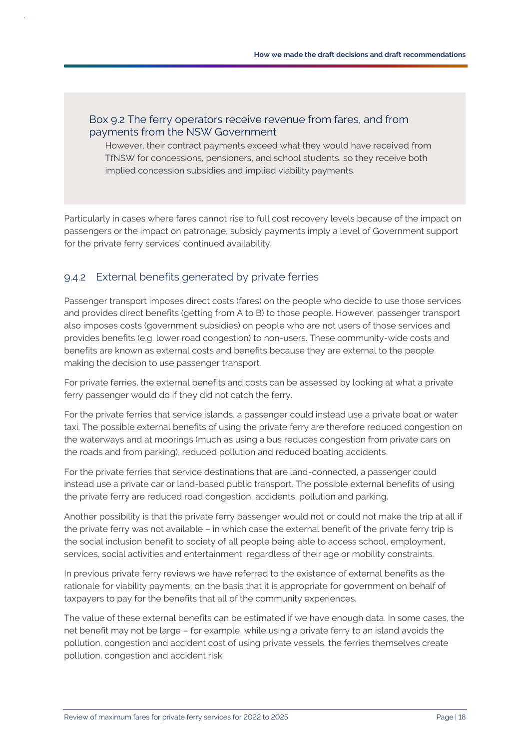**Box 9.2 The ferry operators receive revenue from fares, and from payments from the NSW Government**

However, their contract payments exceed what they would have received from TfNSW for concessions, pensioners, and school students, so they receive both implied concession subsidies and implied viability payments.

Particularly in cases where fares cannot rise to full cost recovery levels because of the impact on passengers or the impact on patronage, subsidy payments imply a level of Government support for the private ferry services' continued availability.

### 9.4.2 External benefits generated by private ferries

Passenger transport imposes direct costs (fares) on the people who decide to use those services and provides direct benefits (getting from A to B) to those people. However, passenger transport also imposes costs (government subsidies) on people who are not users of those services and provides benefits (e.g. lower road congestion) to non-users. These community-wide costs and benefits are known as external costs and benefits because they are external to the people making the decision to use passenger transport.

For private ferries, the external benefits and costs can be assessed by looking at what a private ferry passenger would do if they did not catch the ferry.

For the private ferries that service islands, a passenger could instead use a private boat or water taxi. The possible external benefits of using the private ferry are therefore reduced congestion on the waterways and at moorings (much as using a bus reduces congestion from private cars on the roads and from parking), reduced pollution and reduced boating accidents.

For the private ferries that service destinations that are land-connected, a passenger could instead use a private car or land-based public transport. The possible external benefits of using the private ferry are reduced road congestion, accidents, pollution and parking.

Another possibility is that the private ferry passenger would not or could not make the trip at all if the private ferry was not available – in which case the external benefit of the private ferry trip is the social inclusion benefit to society of all people being able to access school, employment, services, social activities and entertainment, regardless of their age or mobility constraints.

In previous private ferry reviews we have referred to the existence of external benefits as the rationale for viability payments, on the basis that it is appropriate for government on behalf of taxpayers to pay for the benefits that all of the community experiences.

The value of these external benefits can be estimated if we have enough data. In some cases, the net benefit may not be large – for example, while using a private ferry to an island avoids the pollution, congestion and accident cost of using private vessels, the ferries themselves create pollution, congestion and accident risk.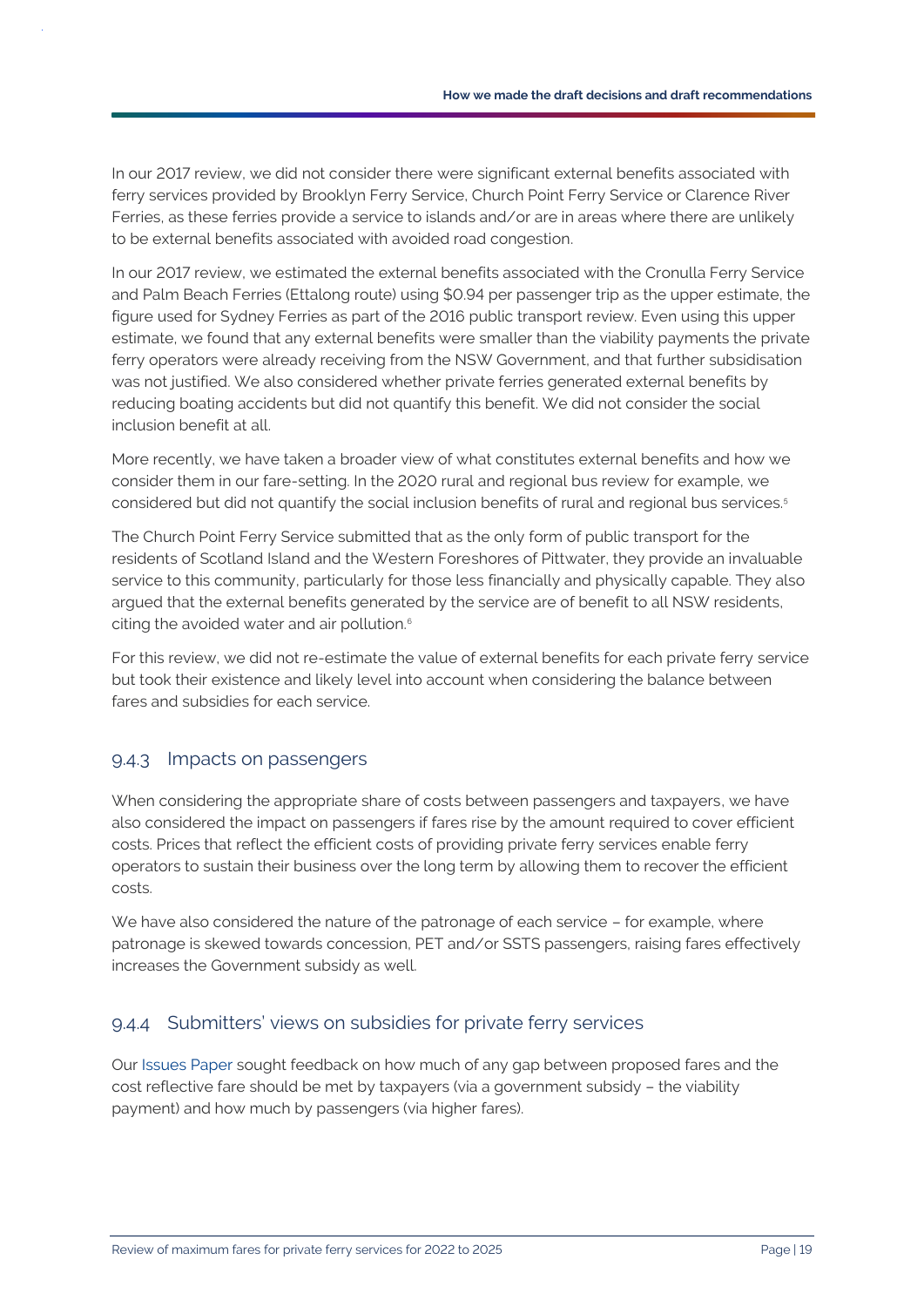In our 2017 review, we did not consider there were significant external benefits associated with ferry services provided by Brooklyn Ferry Service, Church Point Ferry Service or Clarence River Ferries, as these ferries provide a service to islands and/or are in areas where there are unlikely to be external benefits associated with avoided road congestion.

In our 2017 review, we estimated the external benefits associated with the Cronulla Ferry Service and Palm Beach Ferries (Ettalong route) using $0.94 per passenger trip as the upper estimate, the figure used for Sydney Ferries as part of the 2016 public transport review. Even using this upper estimate, we found that any external benefits were smaller than the viability payments the private ferry operators were already receiving from the NSW Government, and that further subsidisation was not justified. We also considered whether private ferries generated external benefits by reducing boating accidents but did not quantify this benefit. We did not consider the social inclusion benefit at all.

More recently, we have taken a broader view of what constitutes external benefits and how we consider them in our fare-setting. In the 2020 rural and regional bus review for example, we considered but did not quantify the social inclusion benefits of rural and regional bus services.[5]

The Church Point Ferry Service submitted that as the only form of public transport for the residents of Scotland Island and the Western Foreshores of Pittwater, they provide an invaluable service to this community, particularly for those less financially and physically capable. They also argued that the external benefits generated by the service are of benefit to all NSW residents, citing the avoided water and air pollution.[6]

For this review, we did not re-estimate the value of external benefits for each private ferry service but took their existence and likely level into account when considering the balance between fares and subsidies for each service.

### 9.4.3 Impacts on passengers

When considering the appropriate share of costs between passengers and taxpayers, we have also considered the impact on passengers if fares rise by the amount required to cover efficient costs. Prices that reflect the efficient costs of providing private ferry services enable ferry operators to sustain their business over the long term by allowing them to recover the efficient costs.

We have also considered the nature of the patronage of each service – for example, where patronage is skewed towards concession, PET and/or SSTS passengers, raising fares effectively increases the Government subsidy as well.

### 9.4.4 Submitters' views on subsidies for private ferry services

Our Issues Paper sought feedback on how much of any gap between proposed fares and the cost reflective fare should be met by taxpayers (via a government subsidy – the viability payment) and how much by passengers (via higher fares).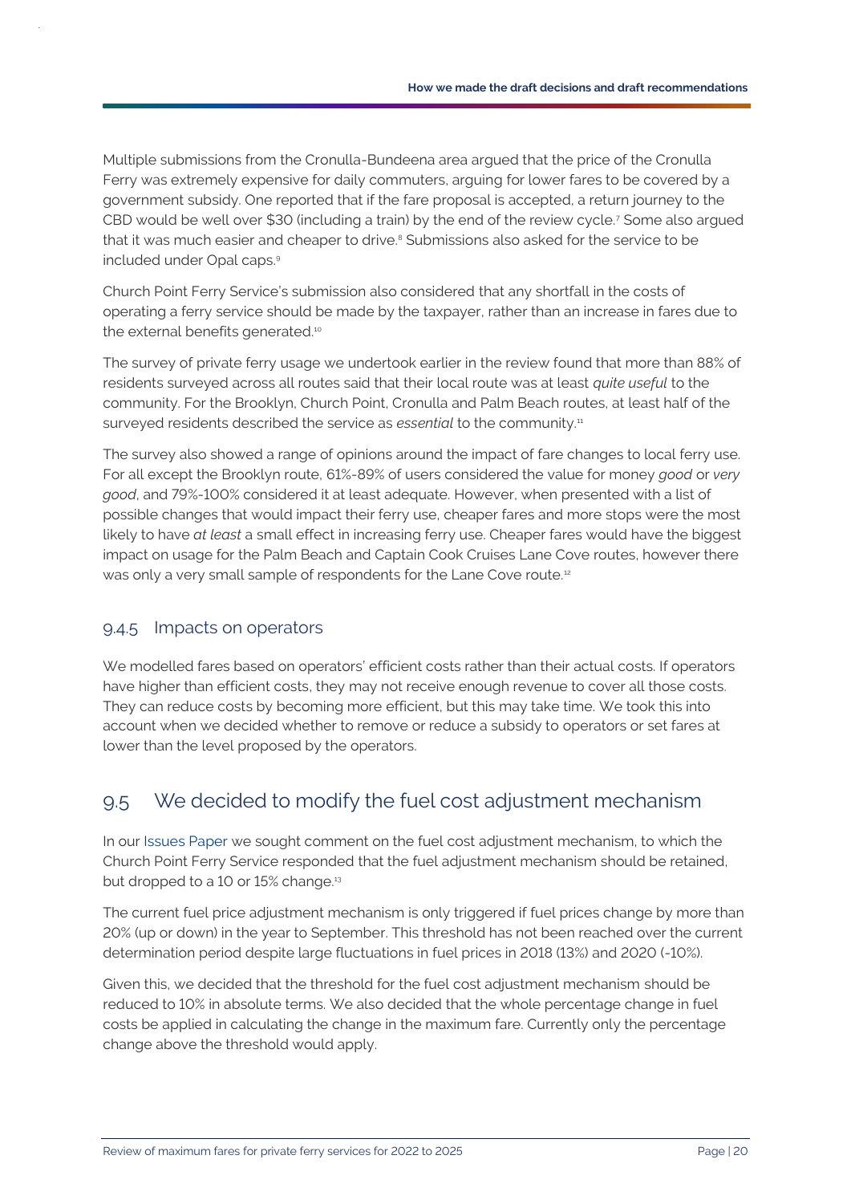Multiple submissions from the Cronulla-Bundeena area argued that the price of the Cronulla Ferry was extremely expensive for daily commuters, arguing for lower fares to be covered by a government subsidy. One reported that if the fare proposal is accepted, a return journey to the CBD would be well over $30 (including a train) by the end of the review cycle.[7] Some also argued that it was much easier and cheaper to drive.[8] Submissions also asked for the service to be included under Opal caps.[9]

Church Point Ferry Service's submission also considered that any shortfall in the costs of operating a ferry service should be made by the taxpayer, rather than an increase in fares due to the external benefits generated.[10]

The survey of private ferry usage we undertook earlier in the review found that more than 88% of residents surveyed across all routes said that their local route was at least *quite useful* to the community. For the Brooklyn, Church Point, Cronulla and Palm Beach routes, at least half of the surveyed residents described the service as *essential* to the community.[11]

The survey also showed a range of opinions around the impact of fare changes to local ferry use. For all except the Brooklyn route, 61%-89% of users considered the value for money *good* or *very good*, and 79%-100% considered it at least adequate. However, when presented with a list of possible changes that would impact their ferry use, cheaper fares and more stops were the most likely to have *at least* a small effect in increasing ferry use. Cheaper fares would have the biggest impact on usage for the Palm Beach and Captain Cook Cruises Lane Cove routes, however there was only a very small sample of respondents for the Lane Cove route.[12]

### 9.4.5 Impacts on operators

We modelled fares based on operators' efficient costs rather than their actual costs. If operators have higher than efficient costs, they may not receive enough revenue to cover all those costs. They can reduce costs by becoming more efficient, but this may take time. We took this into account when we decided whether to remove or reduce a subsidy to operators or set fares at lower than the level proposed by the operators.

## 9.5 We decided to modify the fuel cost adjustment mechanism

In our Issues Paper we sought comment on the fuel cost adjustment mechanism, to which the Church Point Ferry Service responded that the fuel adjustment mechanism should be retained, but dropped to a 10 or 15% change.[13]

The current fuel price adjustment mechanism is only triggered if fuel prices change by more than 20% (up or down) in the year to September. This threshold has not been reached over the current determination period despite large fluctuations in fuel prices in 2018 (13%) and 2020 (-10%).

Given this, we decided that the threshold for the fuel cost adjustment mechanism should be reduced to 10% in absolute terms. We also decided that the whole percentage change in fuel costs be applied in calculating the change in the maximum fare. Currently only the percentage change above the threshold would apply.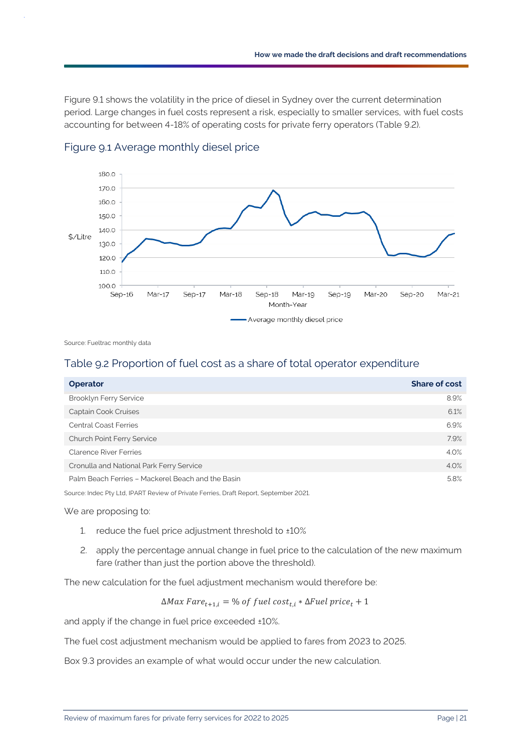Figure 9.1 shows the volatility in the price of diesel in Sydney over the current determination period. Large changes in fuel costs represent a risk, especially to smaller services, with fuel costs accounting for between 4-18% of operating costs for private ferry operators (Table 9.2).

## Figure 9.1 Average monthly diesel price

Source: Fueltrac monthly data

## Table 9.2 Proportion of fuel cost as a share of total operator expenditure

| Operator | Share of cost |
|---|---:|
| Brooklyn Ferry Service | 8.9% |
| Captain Cook Cruises | 6.1% |
| Central Coast Ferries | 6.9% |
| Church Point Ferry Service | 7.9% |
| Clarence River Ferries | 4.0% |
| Cronulla and National Park Ferry Service | 4.0% |
| Palm Beach Ferries – Mackerel Beach and the Basin | 5.8% |

Source: Indec Pty Ltd, IPART Review of Private Ferries, Draft Report, September 2021.

We are proposing to:

1. reduce the fuel price adjustment threshold to ±10%
2. apply the percentage annual change in fuel price to the calculation of the new maximum fare (rather than just the portion above the threshold).

The new calculation for the fuel adjustment mechanism would therefore be:

$$\Delta Max\ Fare_{t+1,i} = \%\ of\ fuel\ cost_{t,i} * \Delta Fuel\ price_t + 1$$

and apply if the change in fuel price exceeded ±10%.

The fuel cost adjustment mechanism would be applied to fares from 2023 to 2025.

Box 9.3 provides an example of what would occur under the new calculation.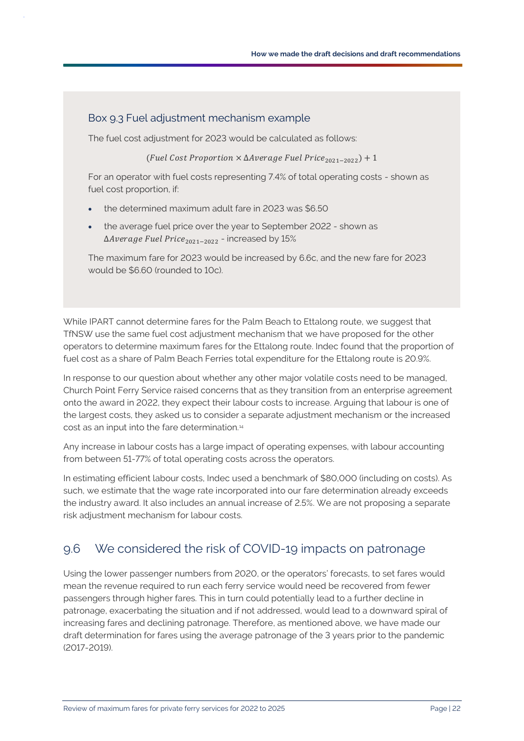### Box 9.3 Fuel adjustment mechanism example

The fuel cost adjustment for 2023 would be calculated as follows:

$$(Fuel\ Cost\ Proportion \times \Delta Average\ Fuel\ Price_{2021-2022}) + 1$$

For an operator with fuel costs representing 7.4% of total operating costs - shown as fuel cost proportion, if:

- the determined maximum adult fare in 2023 was $6.50
- the average fuel price over the year to September 2022 - shown as $\Delta Average\ Fuel\ Price_{2021-2022}$ - increased by 15%

The maximum fare for 2023 would be increased by 6.6c, and the new fare for 2023 would be $6.60 (rounded to 10c).

While IPART cannot determine fares for the Palm Beach to Ettalong route, we suggest that TfNSW use the same fuel cost adjustment mechanism that we have proposed for the other operators to determine maximum fares for the Ettalong route. Indec found that the proportion of fuel cost as a share of Palm Beach Ferries total expenditure for the Ettalong route is 20.9%.

In response to our question about whether any other major volatile costs need to be managed, Church Point Ferry Service raised concerns that as they transition from an enterprise agreement onto the award in 2022, they expect their labour costs to increase. Arguing that labour is one of the largest costs, they asked us to consider a separate adjustment mechanism or the increased cost as an input into the fare determination.[14]

Any increase in labour costs has a large impact of operating expenses, with labour accounting from between 51-77% of total operating costs across the operators.

In estimating efficient labour costs, Indec used a benchmark of $80,000 (including on costs). As such, we estimate that the wage rate incorporated into our fare determination already exceeds the industry award. It also includes an annual increase of 2.5%. We are not proposing a separate risk adjustment mechanism for labour costs.

## 9.6 We considered the risk of COVID-19 impacts on patronage

Using the lower passenger numbers from 2020, or the operators' forecasts, to set fares would mean the revenue required to run each ferry service would need be recovered from fewer passengers through higher fares. This in turn could potentially lead to a further decline in patronage, exacerbating the situation and if not addressed, would lead to a downward spiral of increasing fares and declining patronage. Therefore, as mentioned above, we have made our draft determination for fares using the average patronage of the 3 years prior to the pandemic (2017-2019).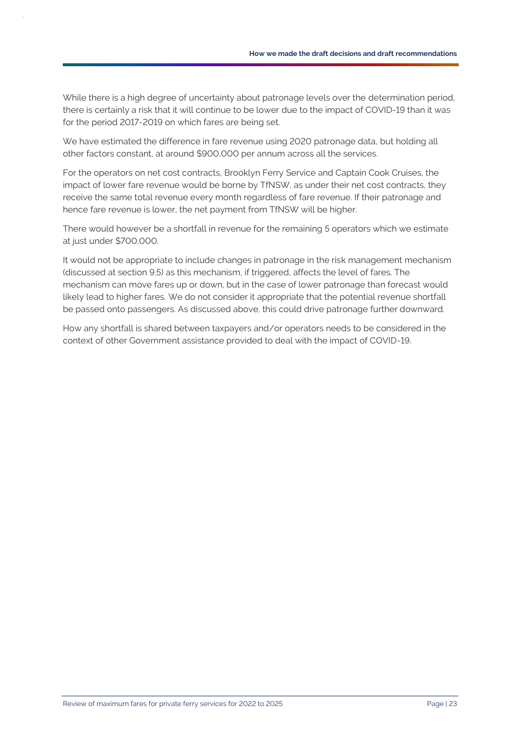While there is a high degree of uncertainty about patronage levels over the determination period, there is certainly a risk that it will continue to be lower due to the impact of COVID-19 than it was for the period 2017-2019 on which fares are being set.

We have estimated the difference in fare revenue using 2020 patronage data, but holding all other factors constant, at around $900,000 per annum across all the services.

For the operators on net cost contracts, Brooklyn Ferry Service and Captain Cook Cruises, the impact of lower fare revenue would be borne by TfNSW, as under their net cost contracts, they receive the same total revenue every month regardless of fare revenue. If their patronage and hence fare revenue is lower, the net payment from TfNSW will be higher.

There would however be a shortfall in revenue for the remaining 5 operators which we estimate at just under $700,000.

It would not be appropriate to include changes in patronage in the risk management mechanism (discussed at section 9.5) as this mechanism, if triggered, affects the level of fares. The mechanism can move fares up or down, but in the case of lower patronage than forecast would likely lead to higher fares. We do not consider it appropriate that the potential revenue shortfall be passed onto passengers. As discussed above, this could drive patronage further downward.

How any shortfall is shared between taxpayers and/or operators needs to be considered in the context of other Government assistance provided to deal with the impact of COVID-19.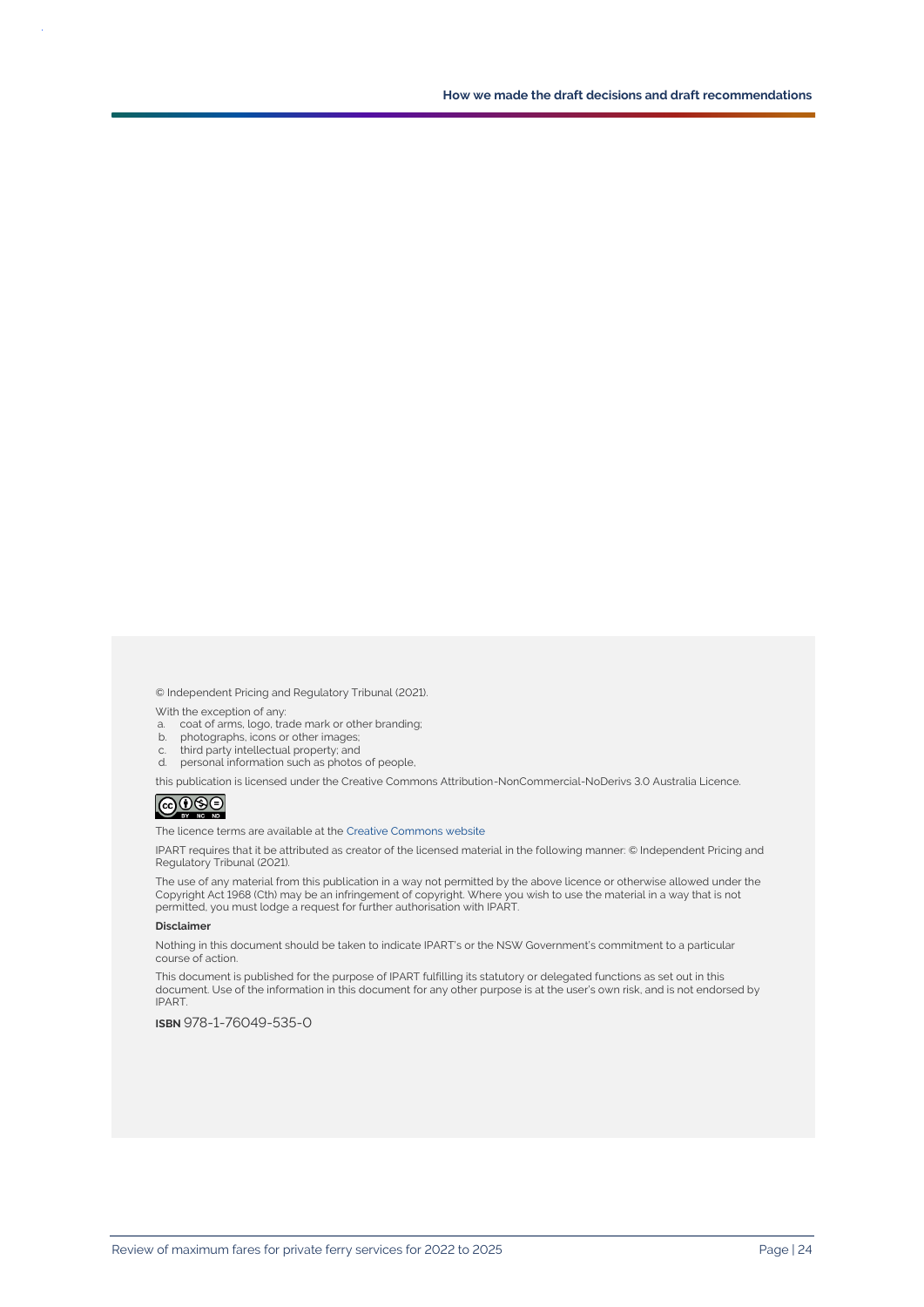© Independent Pricing and Regulatory Tribunal (2021).

With the exception of any:

a. coat of arms, logo, trade mark or other branding;
b. photographs, icons or other images;
c. third party intellectual property; and
d. personal information such as photos of people,

this publication is licensed under the Creative Commons Attribution-NonCommercial-NoDerivs 3.0 Australia Licence.

The licence terms are available at the Creative Commons website

IPART requires that it be attributed as creator of the licensed material in the following manner: © Independent Pricing and Regulatory Tribunal (2021).

The use of any material from this publication in a way not permitted by the above licence or otherwise allowed under the Copyright Act 1968 (Cth) may be an infringement of copyright. Where you wish to use the material in a way that is not permitted, you must lodge a request for further authorisation with IPART.

**Disclaimer**

Nothing in this document should be taken to indicate IPART's or the NSW Government's commitment to a particular course of action.

This document is published for the purpose of IPART fulfilling its statutory or delegated functions as set out in this document. Use of the information in this document for any other purpose is at the user's own risk, and is not endorsed by IPART.

**ISBN** 978-1-76049-535-0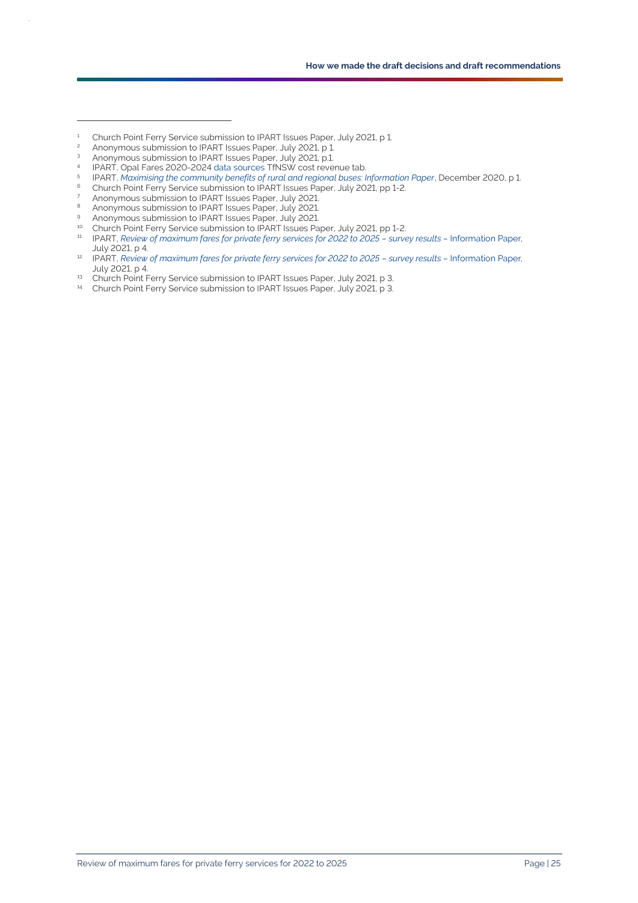[1] Church Point Ferry Service submission to IPART Issues Paper, July 2021, p 1.

[2] Anonymous submission to IPART Issues Paper, July 2021, p 1.

[3] Anonymous submission to IPART Issues Paper, July 2021, p.1.

[4] IPART, Opal Fares 2020-2024 data sources TfNSW cost revenue tab.

[5] IPART, *Maximising the community benefits of rural and regional buses: Information Paper*, December 2020, p 1.

[6] Church Point Ferry Service submission to IPART Issues Paper, July 2021, pp 1-2.

[7] Anonymous submission to IPART Issues Paper, July 2021.

[8] Anonymous submission to IPART Issues Paper, July 2021.

[9] Anonymous submission to IPART Issues Paper, July 2021.

[10] Church Point Ferry Service submission to IPART Issues Paper, July 2021, pp 1-2.

[11] IPART, *Review of maximum fares for private ferry services for 2022 to 2025 – survey results* – Information Paper, July 2021, p 4.

[12] IPART, *Review of maximum fares for private ferry services for 2022 to 2025 – survey results* – Information Paper, July 2021, p 4.

[13] Church Point Ferry Service submission to IPART Issues Paper, July 2021, p 3.

[14] Church Point Ferry Service submission to IPART Issues Paper, July 2021, p 3.